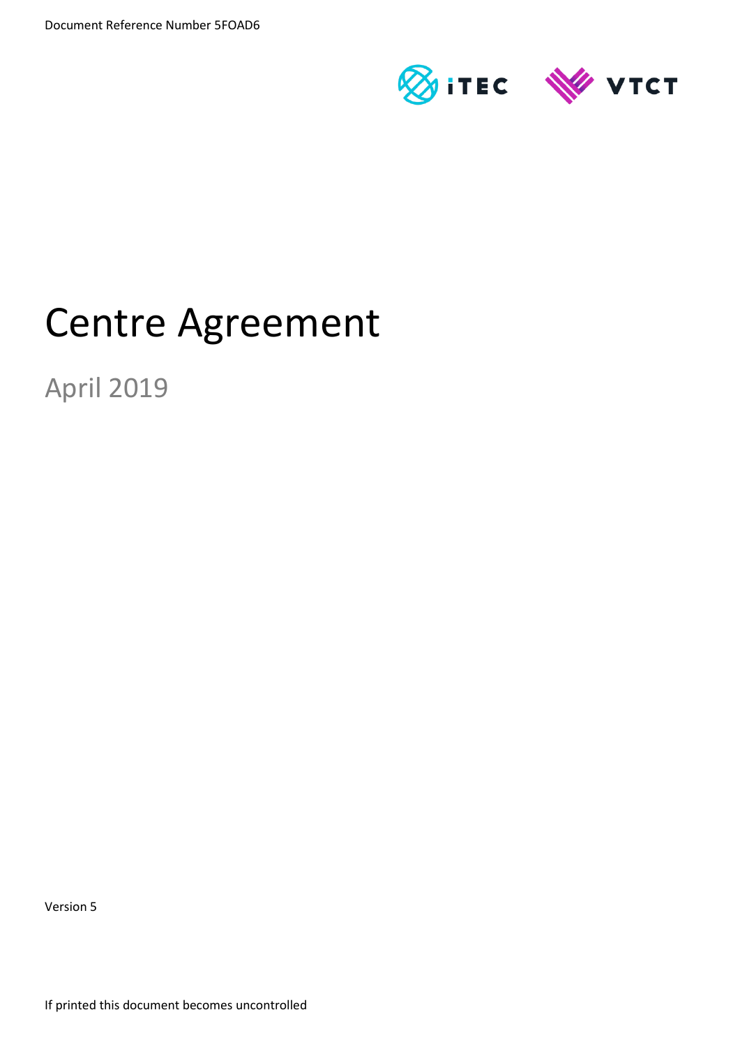Document Reference Number 5FOAD6

iTEC VTCT

# Centre Agreement

## April 2019

Version 5

If printed this document becomes uncontrolled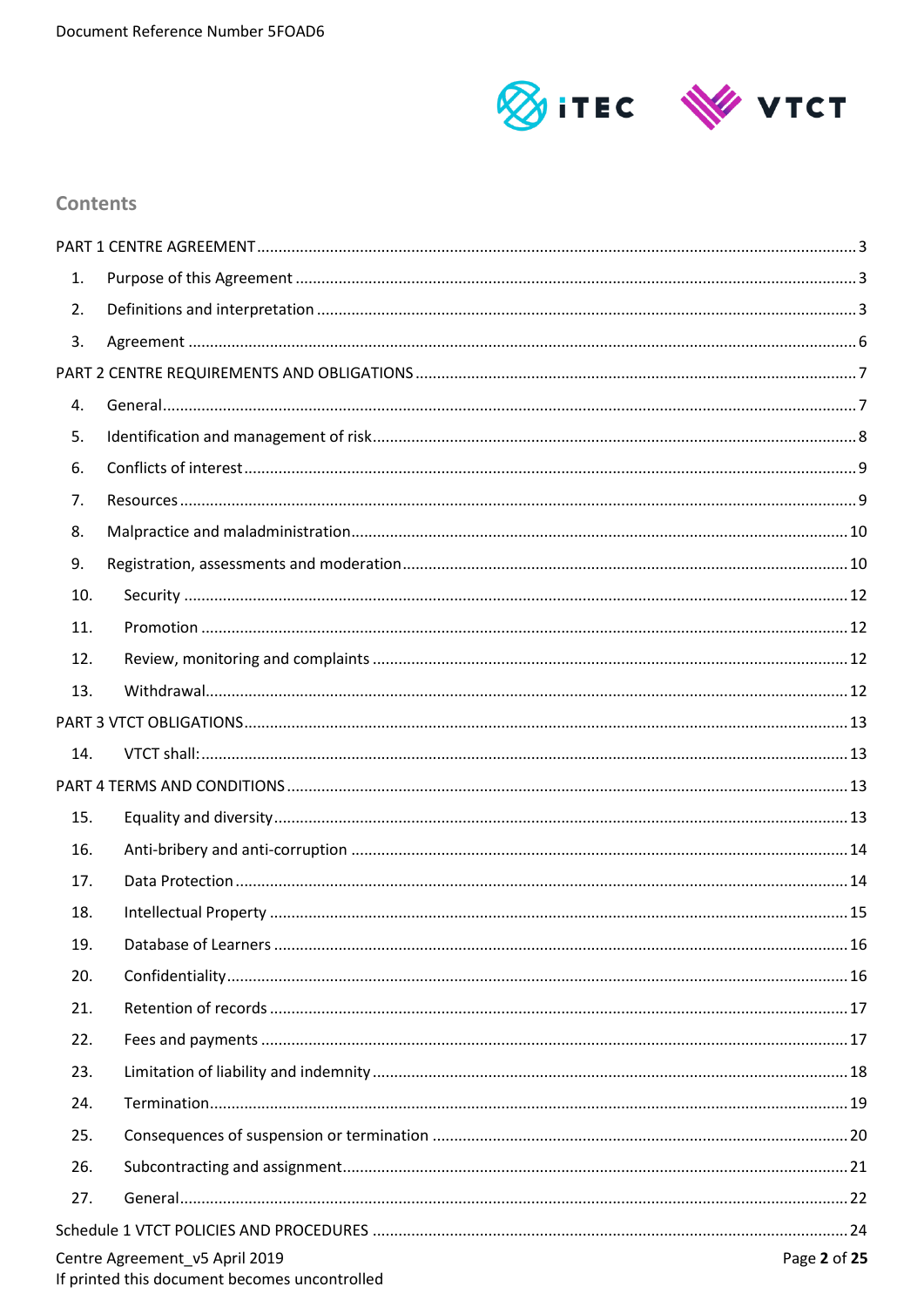## Contents

PART 1 CENTRE AGREEMENT ..... 3

1. Purpose of this Agreement ..... 3
2. Definitions and interpretation ..... 3
3. Agreement ..... 6

PART 2 CENTRE REQUIREMENTS AND OBLIGATIONS ..... 7

4. General ..... 7
5. Identification and management of risk ..... 8
6. Conflicts of interest ..... 9
7. Resources ..... 9
8. Malpractice and maladministration ..... 10
9. Registration, assessments and moderation ..... 10
10. Security ..... 12
11. Promotion ..... 12
12. Review, monitoring and complaints ..... 12
13. Withdrawal ..... 12

PART 3 VTCT OBLIGATIONS ..... 13

14. VTCT shall: ..... 13

PART 4 TERMS AND CONDITIONS ..... 13

15. Equality and diversity ..... 13
16. Anti-bribery and anti-corruption ..... 14
17. Data Protection ..... 14
18. Intellectual Property ..... 15
19. Database of Learners ..... 16
20. Confidentiality ..... 16
21. Retention of records ..... 17
22. Fees and payments ..... 17
23. Limitation of liability and indemnity ..... 18
24. Termination ..... 19
25. Consequences of suspension or termination ..... 20
26. Subcontracting and assignment ..... 21
27. General ..... 22

Schedule 1 VTCT POLICIES AND PROCEDURES ..... 24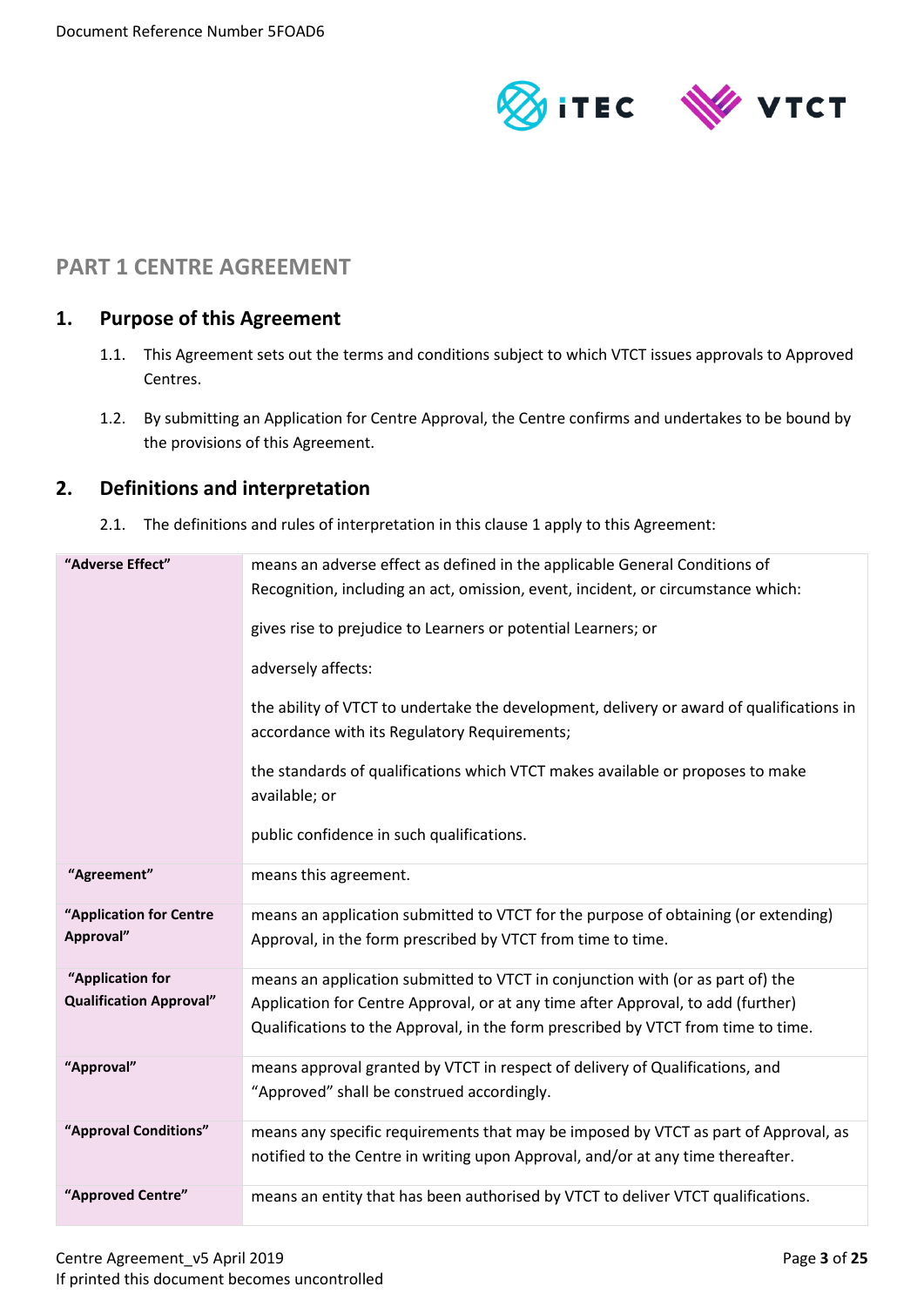## PART 1 CENTRE AGREEMENT

### 1. Purpose of this Agreement

1.1. This Agreement sets out the terms and conditions subject to which VTCT issues approvals to Approved Centres.

1.2. By submitting an Application for Centre Approval, the Centre confirms and undertakes to be bound by the provisions of this Agreement.

### 2. Definitions and interpretation

2.1. The definitions and rules of interpretation in this clause 1 apply to this Agreement:

| Term | Definition |
|---|---|
| **"Adverse Effect"** | means an adverse effect as defined in the applicable General Conditions of Recognition, including an act, omission, event, incident, or circumstance which:<br><br>gives rise to prejudice to Learners or potential Learners; or<br><br>adversely affects:<br><br>the ability of VTCT to undertake the development, delivery or award of qualifications in accordance with its Regulatory Requirements;<br><br>the standards of qualifications which VTCT makes available or proposes to make available; or<br><br>public confidence in such qualifications. |
| **"Agreement"** | means this agreement. |
| **"Application for Centre Approval"** | means an application submitted to VTCT for the purpose of obtaining (or extending) Approval, in the form prescribed by VTCT from time to time. |
| **"Application for Qualification Approval"** | means an application submitted to VTCT in conjunction with (or as part of) the Application for Centre Approval, or at any time after Approval, to add (further) Qualifications to the Approval, in the form prescribed by VTCT from time to time. |
| **"Approval"** | means approval granted by VTCT in respect of delivery of Qualifications, and "Approved" shall be construed accordingly. |
| **"Approval Conditions"** | means any specific requirements that may be imposed by VTCT as part of Approval, as notified to the Centre in writing upon Approval, and/or at any time thereafter. |
| **"Approved Centre"** | means an entity that has been authorised by VTCT to deliver VTCT qualifications. |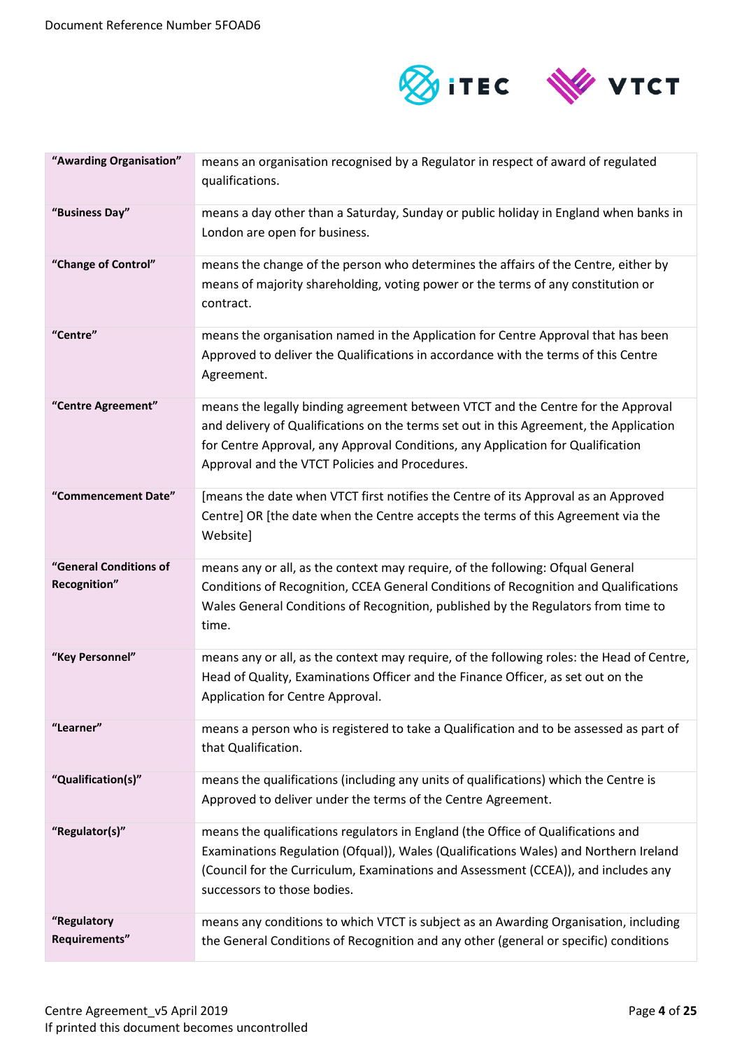| **“Awarding Organisation”** | means an organisation recognised by a Regulator in respect of award of regulated qualifications. |
|---|---|
| **“Business Day”** | means a day other than a Saturday, Sunday or public holiday in England when banks in London are open for business. |
| **“Change of Control”** | means the change of the person who determines the affairs of the Centre, either by means of majority shareholding, voting power or the terms of any constitution or contract. |
| **“Centre”** | means the organisation named in the Application for Centre Approval that has been Approved to deliver the Qualifications in accordance with the terms of this Centre Agreement. |
| **“Centre Agreement”** | means the legally binding agreement between VTCT and the Centre for the Approval and delivery of Qualifications on the terms set out in this Agreement, the Application for Centre Approval, any Approval Conditions, any Application for Qualification Approval and the VTCT Policies and Procedures. |
| **“Commencement Date”** | [means the date when VTCT first notifies the Centre of its Approval as an Approved Centre] OR [the date when the Centre accepts the terms of this Agreement via the Website] |
| **“General Conditions of Recognition”** | means any or all, as the context may require, of the following: Ofqual General Conditions of Recognition, CCEA General Conditions of Recognition and Qualifications Wales General Conditions of Recognition, published by the Regulators from time to time. |
| **“Key Personnel”** | means any or all, as the context may require, of the following roles: the Head of Centre, Head of Quality, Examinations Officer and the Finance Officer, as set out on the Application for Centre Approval. |
| **“Learner”** | means a person who is registered to take a Qualification and to be assessed as part of that Qualification. |
| **“Qualification(s)”** | means the qualifications (including any units of qualifications) which the Centre is Approved to deliver under the terms of the Centre Agreement. |
| **“Regulator(s)”** | means the qualifications regulators in England (the Office of Qualifications and Examinations Regulation (Ofqual)), Wales (Qualifications Wales) and Northern Ireland (Council for the Curriculum, Examinations and Assessment (CCEA)), and includes any successors to those bodies. |
| **“Regulatory Requirements”** | means any conditions to which VTCT is subject as an Awarding Organisation, including the General Conditions of Recognition and any other (general or specific) conditions |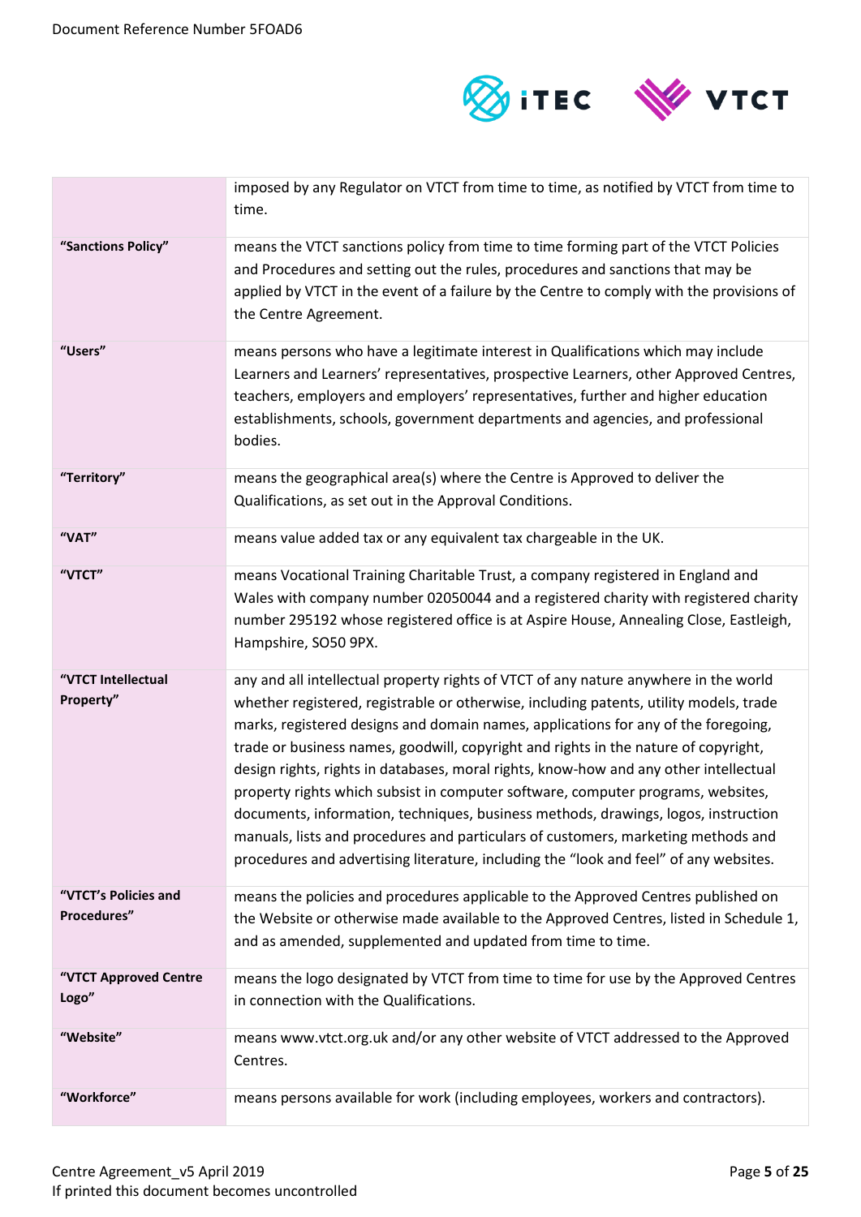|  |  |
|---|---|
|  | imposed by any Regulator on VTCT from time to time, as notified by VTCT from time to time. |
| **"Sanctions Policy"** | means the VTCT sanctions policy from time to time forming part of the VTCT Policies and Procedures and setting out the rules, procedures and sanctions that may be applied by VTCT in the event of a failure by the Centre to comply with the provisions of the Centre Agreement. |
| **"Users"** | means persons who have a legitimate interest in Qualifications which may include Learners and Learners' representatives, prospective Learners, other Approved Centres, teachers, employers and employers' representatives, further and higher education establishments, schools, government departments and agencies, and professional bodies. |
| **"Territory"** | means the geographical area(s) where the Centre is Approved to deliver the Qualifications, as set out in the Approval Conditions. |
| **"VAT"** | means value added tax or any equivalent tax chargeable in the UK. |
| **"VTCT"** | means Vocational Training Charitable Trust, a company registered in England and Wales with company number 02050044 and a registered charity with registered charity number 295192 whose registered office is at Aspire House, Annealing Close, Eastleigh, Hampshire, SO50 9PX. |
| **"VTCT Intellectual Property"** | any and all intellectual property rights of VTCT of any nature anywhere in the world whether registered, registrable or otherwise, including patents, utility models, trade marks, registered designs and domain names, applications for any of the foregoing, trade or business names, goodwill, copyright and rights in the nature of copyright, design rights, rights in databases, moral rights, know-how and any other intellectual property rights which subsist in computer software, computer programs, websites, documents, information, techniques, business methods, drawings, logos, instruction manuals, lists and procedures and particulars of customers, marketing methods and procedures and advertising literature, including the "look and feel" of any websites. |
| **"VTCT's Policies and Procedures"** | means the policies and procedures applicable to the Approved Centres published on the Website or otherwise made available to the Approved Centres, listed in Schedule 1, and as amended, supplemented and updated from time to time. |
| **"VTCT Approved Centre Logo"** | means the logo designated by VTCT from time to time for use by the Approved Centres in connection with the Qualifications. |
| **"Website"** | means www.vtct.org.uk and/or any other website of VTCT addressed to the Approved Centres. |
| **"Workforce"** | means persons available for work (including employees, workers and contractors). |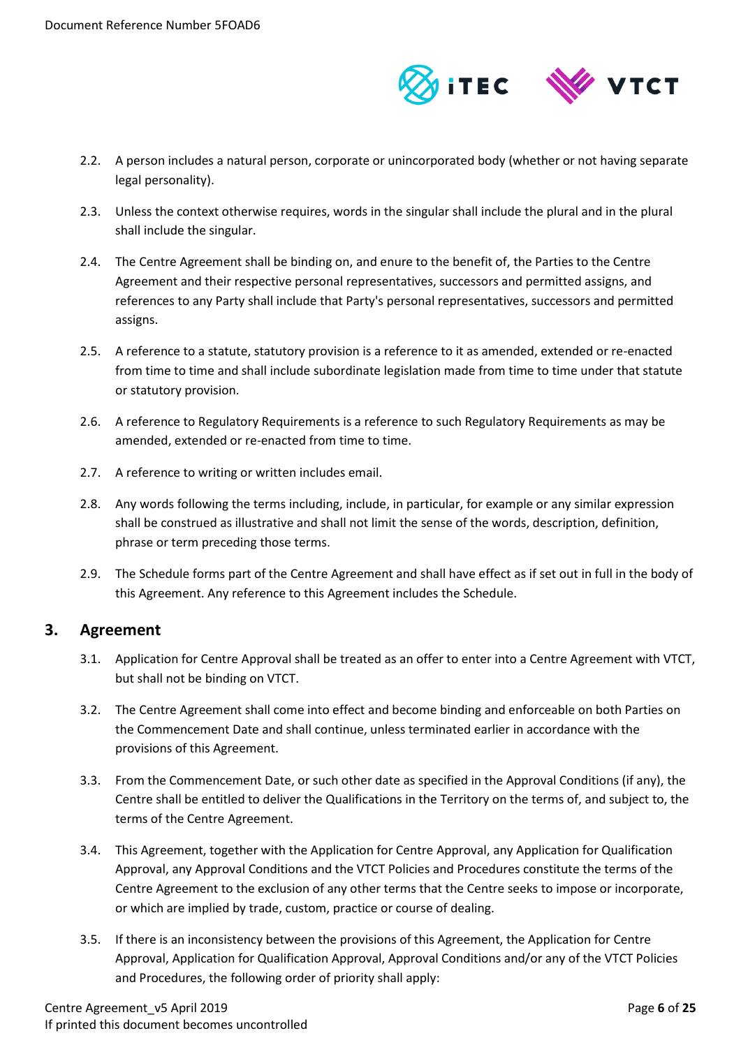2.2. A person includes a natural person, corporate or unincorporated body (whether or not having separate legal personality).

2.3. Unless the context otherwise requires, words in the singular shall include the plural and in the plural shall include the singular.

2.4. The Centre Agreement shall be binding on, and enure to the benefit of, the Parties to the Centre Agreement and their respective personal representatives, successors and permitted assigns, and references to any Party shall include that Party's personal representatives, successors and permitted assigns.

2.5. A reference to a statute, statutory provision is a reference to it as amended, extended or re-enacted from time to time and shall include subordinate legislation made from time to time under that statute or statutory provision.

2.6. A reference to Regulatory Requirements is a reference to such Regulatory Requirements as may be amended, extended or re-enacted from time to time.

2.7. A reference to writing or written includes email.

2.8. Any words following the terms including, include, in particular, for example or any similar expression shall be construed as illustrative and shall not limit the sense of the words, description, definition, phrase or term preceding those terms.

2.9. The Schedule forms part of the Centre Agreement and shall have effect as if set out in full in the body of this Agreement. Any reference to this Agreement includes the Schedule.

## 3. Agreement

3.1. Application for Centre Approval shall be treated as an offer to enter into a Centre Agreement with VTCT, but shall not be binding on VTCT.

3.2. The Centre Agreement shall come into effect and become binding and enforceable on both Parties on the Commencement Date and shall continue, unless terminated earlier in accordance with the provisions of this Agreement.

3.3. From the Commencement Date, or such other date as specified in the Approval Conditions (if any), the Centre shall be entitled to deliver the Qualifications in the Territory on the terms of, and subject to, the terms of the Centre Agreement.

3.4. This Agreement, together with the Application for Centre Approval, any Application for Qualification Approval, any Approval Conditions and the VTCT Policies and Procedures constitute the terms of the Centre Agreement to the exclusion of any other terms that the Centre seeks to impose or incorporate, or which are implied by trade, custom, practice or course of dealing.

3.5. If there is an inconsistency between the provisions of this Agreement, the Application for Centre Approval, Application for Qualification Approval, Approval Conditions and/or any of the VTCT Policies and Procedures, the following order of priority shall apply: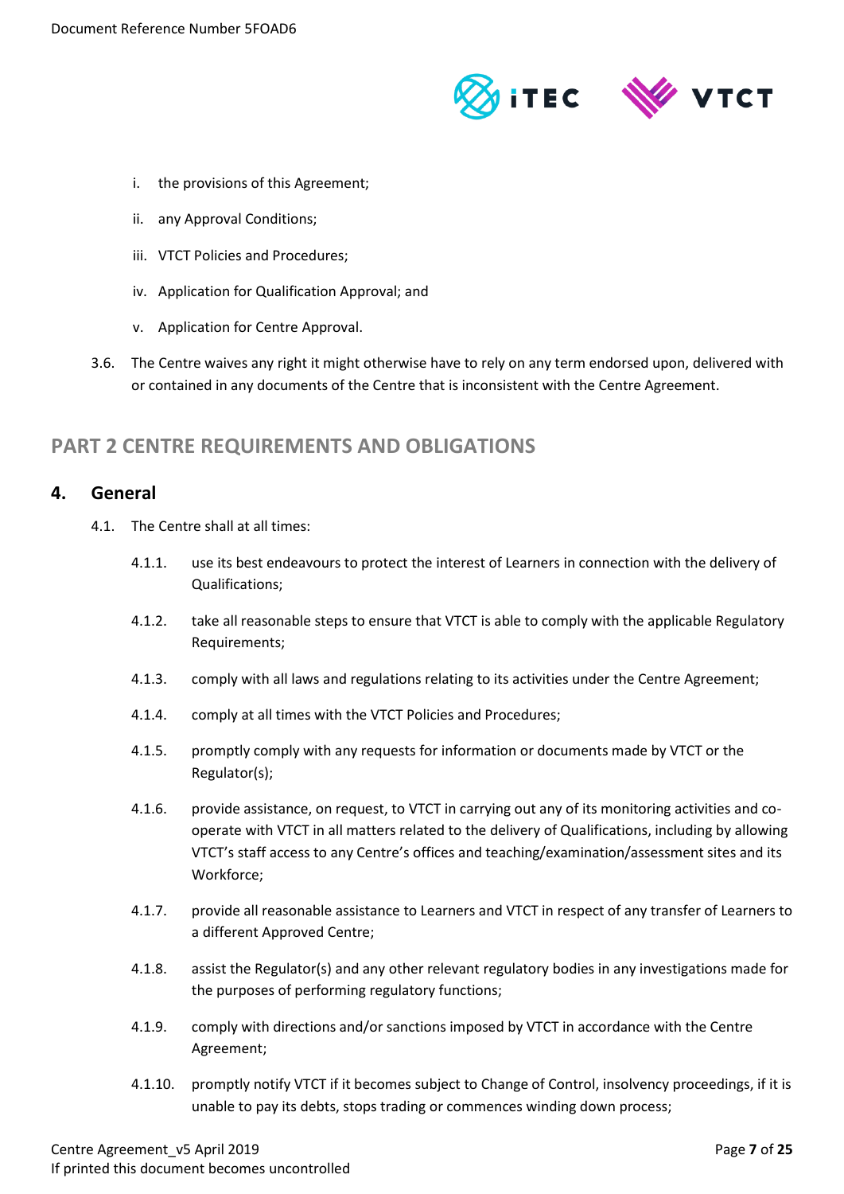i. the provisions of this Agreement;

ii. any Approval Conditions;

iii. VTCT Policies and Procedures;

iv. Application for Qualification Approval; and

v. Application for Centre Approval.

3.6. The Centre waives any right it might otherwise have to rely on any term endorsed upon, delivered with or contained in any documents of the Centre that is inconsistent with the Centre Agreement.

## PART 2 CENTRE REQUIREMENTS AND OBLIGATIONS

### 4. General

4.1. The Centre shall at all times:

4.1.1. use its best endeavours to protect the interest of Learners in connection with the delivery of Qualifications;

4.1.2. take all reasonable steps to ensure that VTCT is able to comply with the applicable Regulatory Requirements;

4.1.3. comply with all laws and regulations relating to its activities under the Centre Agreement;

4.1.4. comply at all times with the VTCT Policies and Procedures;

4.1.5. promptly comply with any requests for information or documents made by VTCT or the Regulator(s);

4.1.6. provide assistance, on request, to VTCT in carrying out any of its monitoring activities and co-operate with VTCT in all matters related to the delivery of Qualifications, including by allowing VTCT's staff access to any Centre's offices and teaching/examination/assessment sites and its Workforce;

4.1.7. provide all reasonable assistance to Learners and VTCT in respect of any transfer of Learners to a different Approved Centre;

4.1.8. assist the Regulator(s) and any other relevant regulatory bodies in any investigations made for the purposes of performing regulatory functions;

4.1.9. comply with directions and/or sanctions imposed by VTCT in accordance with the Centre Agreement;

4.1.10. promptly notify VTCT if it becomes subject to Change of Control, insolvency proceedings, if it is unable to pay its debts, stops trading or commences winding down process;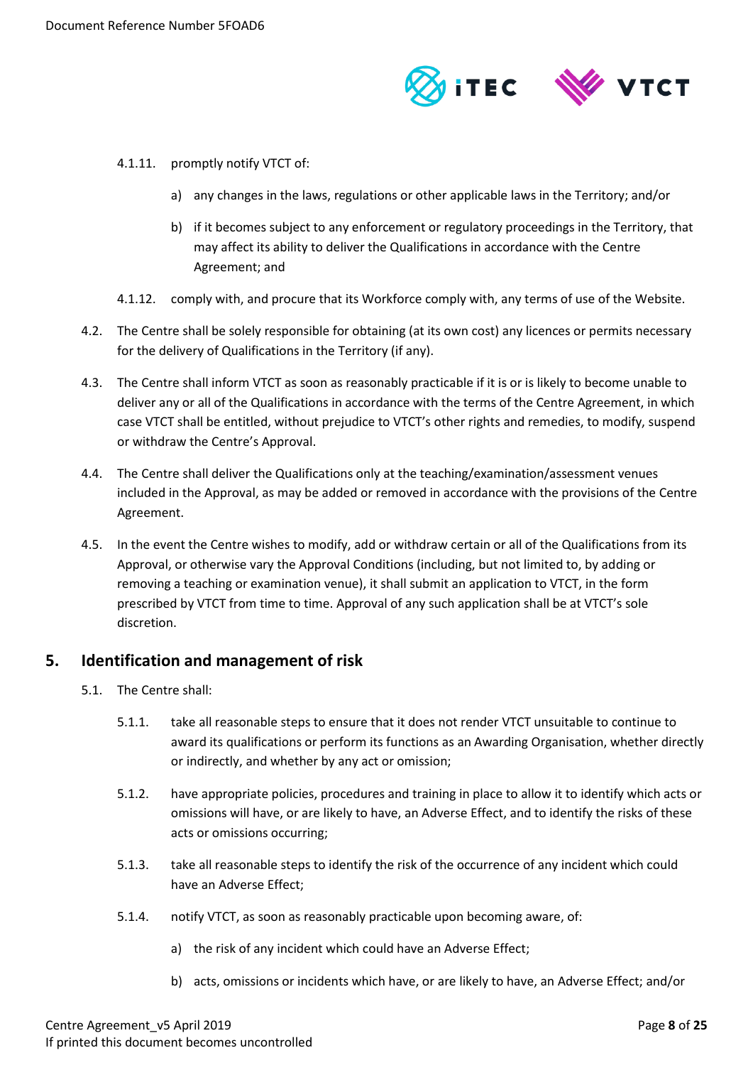4.1.11. promptly notify VTCT of:

a) any changes in the laws, regulations or other applicable laws in the Territory; and/or

b) if it becomes subject to any enforcement or regulatory proceedings in the Territory, that may affect its ability to deliver the Qualifications in accordance with the Centre Agreement; and

4.1.12. comply with, and procure that its Workforce comply with, any terms of use of the Website.

4.2. The Centre shall be solely responsible for obtaining (at its own cost) any licences or permits necessary for the delivery of Qualifications in the Territory (if any).

4.3. The Centre shall inform VTCT as soon as reasonably practicable if it is or is likely to become unable to deliver any or all of the Qualifications in accordance with the terms of the Centre Agreement, in which case VTCT shall be entitled, without prejudice to VTCT's other rights and remedies, to modify, suspend or withdraw the Centre's Approval.

4.4. The Centre shall deliver the Qualifications only at the teaching/examination/assessment venues included in the Approval, as may be added or removed in accordance with the provisions of the Centre Agreement.

4.5. In the event the Centre wishes to modify, add or withdraw certain or all of the Qualifications from its Approval, or otherwise vary the Approval Conditions (including, but not limited to, by adding or removing a teaching or examination venue), it shall submit an application to VTCT, in the form prescribed by VTCT from time to time. Approval of any such application shall be at VTCT's sole discretion.

## 5. Identification and management of risk

5.1. The Centre shall:

5.1.1. take all reasonable steps to ensure that it does not render VTCT unsuitable to continue to award its qualifications or perform its functions as an Awarding Organisation, whether directly or indirectly, and whether by any act or omission;

5.1.2. have appropriate policies, procedures and training in place to allow it to identify which acts or omissions will have, or are likely to have, an Adverse Effect, and to identify the risks of these acts or omissions occurring;

5.1.3. take all reasonable steps to identify the risk of the occurrence of any incident which could have an Adverse Effect;

5.1.4. notify VTCT, as soon as reasonably practicable upon becoming aware, of:

a) the risk of any incident which could have an Adverse Effect;

b) acts, omissions or incidents which have, or are likely to have, an Adverse Effect; and/or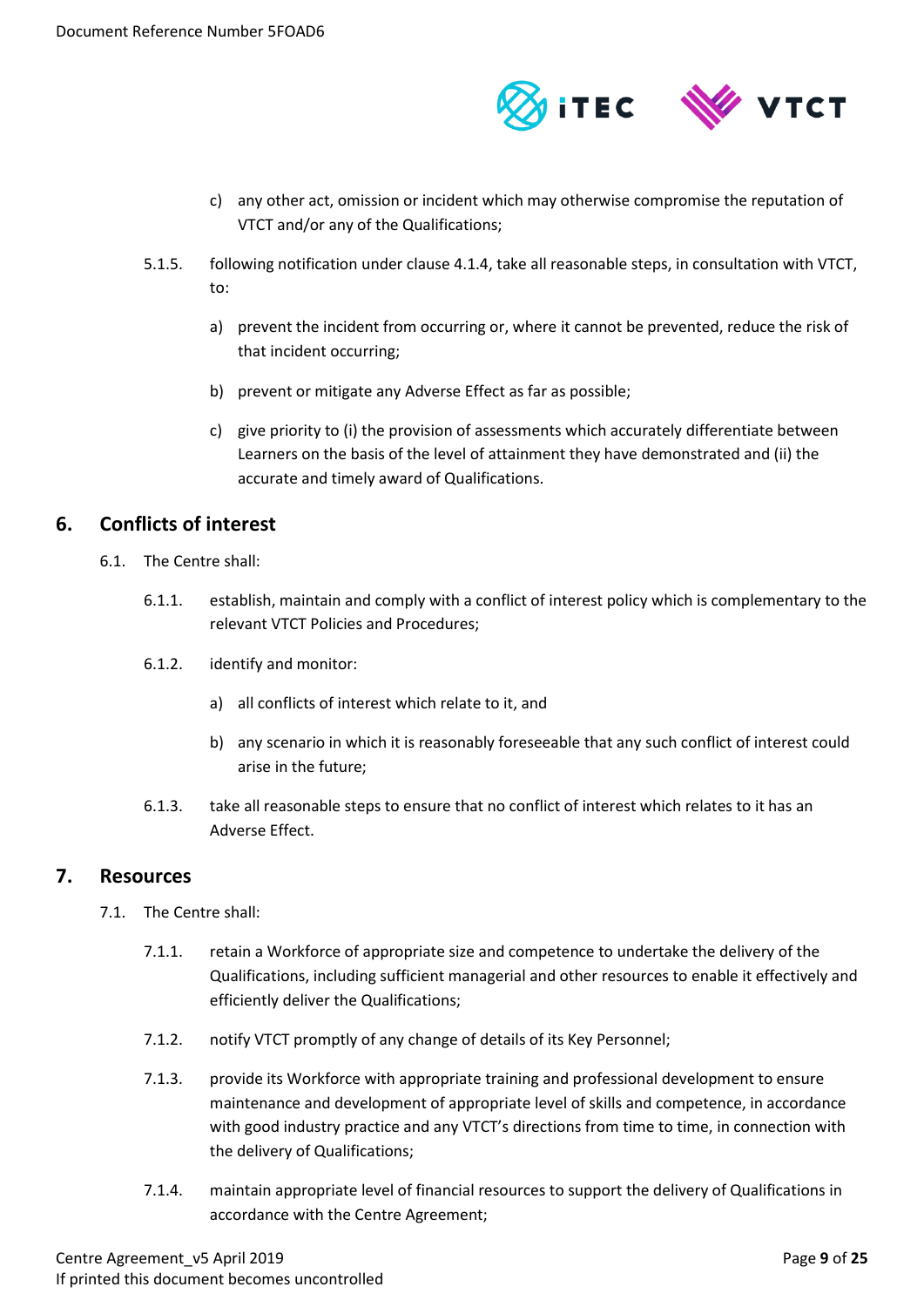c) any other act, omission or incident which may otherwise compromise the reputation of VTCT and/or any of the Qualifications;

5.1.5. following notification under clause 4.1.4, take all reasonable steps, in consultation with VTCT, to:

a) prevent the incident from occurring or, where it cannot be prevented, reduce the risk of that incident occurring;

b) prevent or mitigate any Adverse Effect as far as possible;

c) give priority to (i) the provision of assessments which accurately differentiate between Learners on the basis of the level of attainment they have demonstrated and (ii) the accurate and timely award of Qualifications.

## 6. Conflicts of interest

6.1. The Centre shall:

6.1.1. establish, maintain and comply with a conflict of interest policy which is complementary to the relevant VTCT Policies and Procedures;

6.1.2. identify and monitor:

a) all conflicts of interest which relate to it, and

b) any scenario in which it is reasonably foreseeable that any such conflict of interest could arise in the future;

6.1.3. take all reasonable steps to ensure that no conflict of interest which relates to it has an Adverse Effect.

## 7. Resources

7.1. The Centre shall:

7.1.1. retain a Workforce of appropriate size and competence to undertake the delivery of the Qualifications, including sufficient managerial and other resources to enable it effectively and efficiently deliver the Qualifications;

7.1.2. notify VTCT promptly of any change of details of its Key Personnel;

7.1.3. provide its Workforce with appropriate training and professional development to ensure maintenance and development of appropriate level of skills and competence, in accordance with good industry practice and any VTCT's directions from time to time, in connection with the delivery of Qualifications;

7.1.4. maintain appropriate level of financial resources to support the delivery of Qualifications in accordance with the Centre Agreement;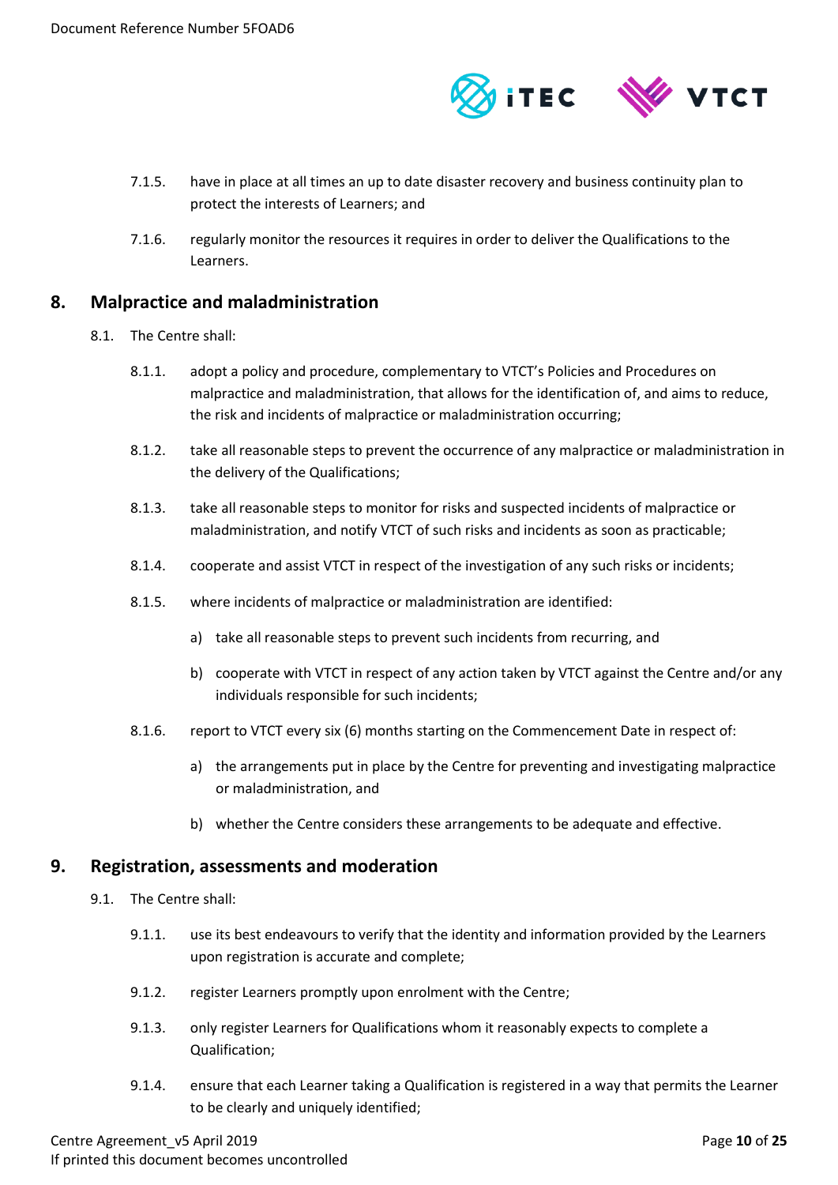7.1.5. have in place at all times an up to date disaster recovery and business continuity plan to protect the interests of Learners; and

7.1.6. regularly monitor the resources it requires in order to deliver the Qualifications to the Learners.

## 8. Malpractice and maladministration

8.1. The Centre shall:

8.1.1. adopt a policy and procedure, complementary to VTCT's Policies and Procedures on malpractice and maladministration, that allows for the identification of, and aims to reduce, the risk and incidents of malpractice or maladministration occurring;

8.1.2. take all reasonable steps to prevent the occurrence of any malpractice or maladministration in the delivery of the Qualifications;

8.1.3. take all reasonable steps to monitor for risks and suspected incidents of malpractice or maladministration, and notify VTCT of such risks and incidents as soon as practicable;

8.1.4. cooperate and assist VTCT in respect of the investigation of any such risks or incidents;

8.1.5. where incidents of malpractice or maladministration are identified:

a) take all reasonable steps to prevent such incidents from recurring, and

b) cooperate with VTCT in respect of any action taken by VTCT against the Centre and/or any individuals responsible for such incidents;

8.1.6. report to VTCT every six (6) months starting on the Commencement Date in respect of:

a) the arrangements put in place by the Centre for preventing and investigating malpractice or maladministration, and

b) whether the Centre considers these arrangements to be adequate and effective.

## 9. Registration, assessments and moderation

9.1. The Centre shall:

9.1.1. use its best endeavours to verify that the identity and information provided by the Learners upon registration is accurate and complete;

9.1.2. register Learners promptly upon enrolment with the Centre;

9.1.3. only register Learners for Qualifications whom it reasonably expects to complete a Qualification;

9.1.4. ensure that each Learner taking a Qualification is registered in a way that permits the Learner to be clearly and uniquely identified;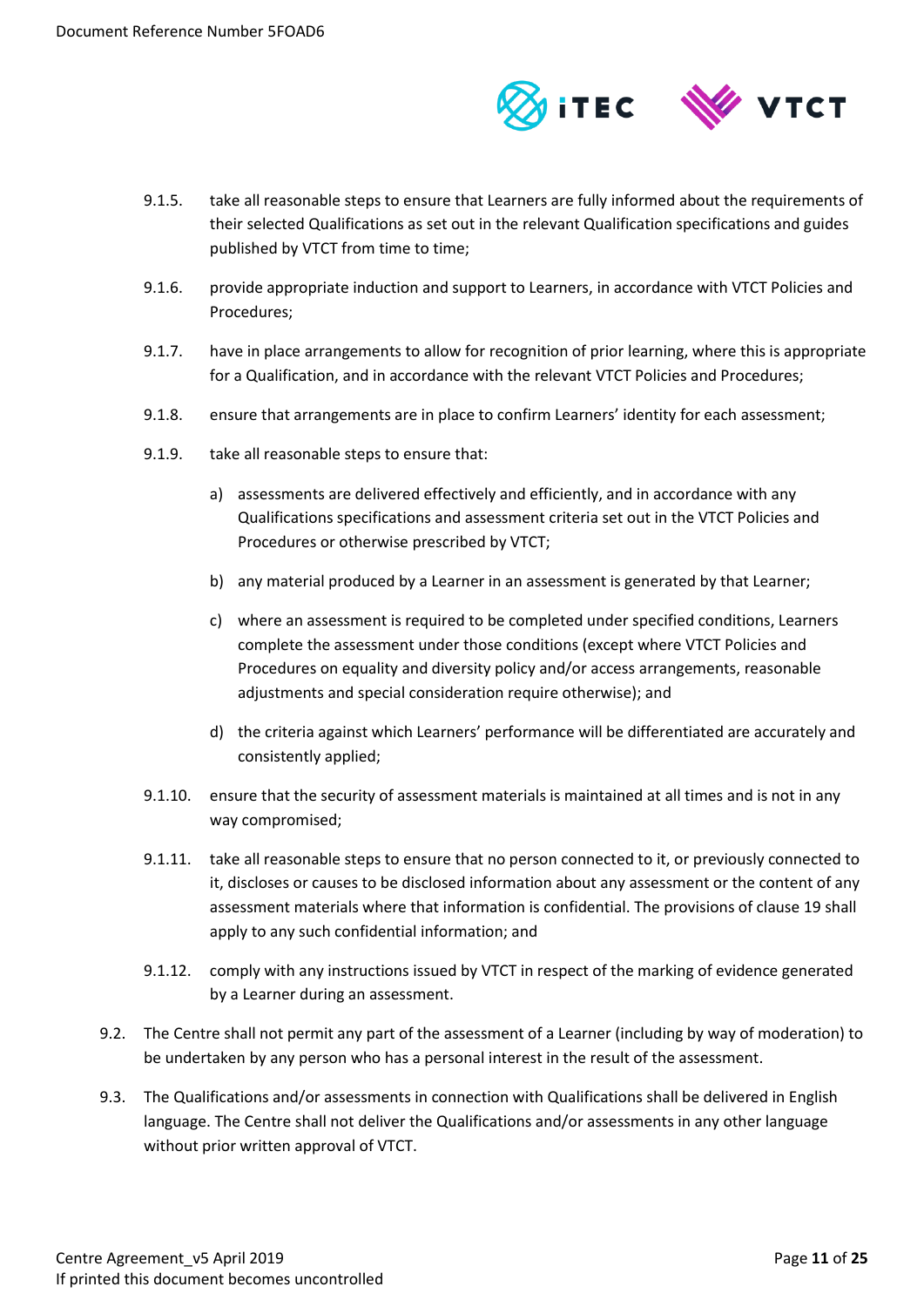9.1.5. take all reasonable steps to ensure that Learners are fully informed about the requirements of their selected Qualifications as set out in the relevant Qualification specifications and guides published by VTCT from time to time;

9.1.6. provide appropriate induction and support to Learners, in accordance with VTCT Policies and Procedures;

9.1.7. have in place arrangements to allow for recognition of prior learning, where this is appropriate for a Qualification, and in accordance with the relevant VTCT Policies and Procedures;

9.1.8. ensure that arrangements are in place to confirm Learners' identity for each assessment;

9.1.9. take all reasonable steps to ensure that:

a) assessments are delivered effectively and efficiently, and in accordance with any Qualifications specifications and assessment criteria set out in the VTCT Policies and Procedures or otherwise prescribed by VTCT;

b) any material produced by a Learner in an assessment is generated by that Learner;

c) where an assessment is required to be completed under specified conditions, Learners complete the assessment under those conditions (except where VTCT Policies and Procedures on equality and diversity policy and/or access arrangements, reasonable adjustments and special consideration require otherwise); and

d) the criteria against which Learners' performance will be differentiated are accurately and consistently applied;

9.1.10. ensure that the security of assessment materials is maintained at all times and is not in any way compromised;

9.1.11. take all reasonable steps to ensure that no person connected to it, or previously connected to it, discloses or causes to be disclosed information about any assessment or the content of any assessment materials where that information is confidential. The provisions of clause 19 shall apply to any such confidential information; and

9.1.12. comply with any instructions issued by VTCT in respect of the marking of evidence generated by a Learner during an assessment.

9.2. The Centre shall not permit any part of the assessment of a Learner (including by way of moderation) to be undertaken by any person who has a personal interest in the result of the assessment.

9.3. The Qualifications and/or assessments in connection with Qualifications shall be delivered in English language. The Centre shall not deliver the Qualifications and/or assessments in any other language without prior written approval of VTCT.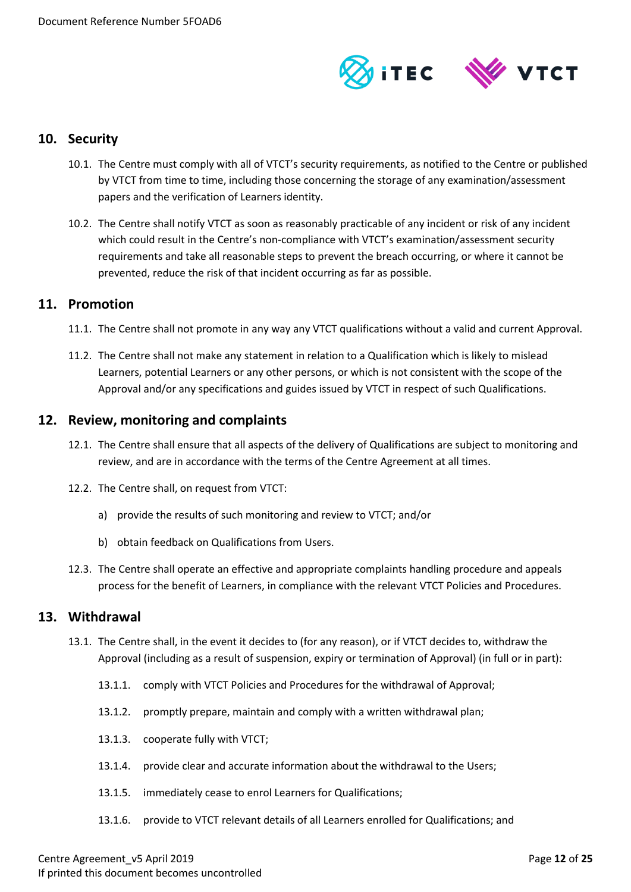## 10. Security

10.1. The Centre must comply with all of VTCT's security requirements, as notified to the Centre or published by VTCT from time to time, including those concerning the storage of any examination/assessment papers and the verification of Learners identity.

10.2. The Centre shall notify VTCT as soon as reasonably practicable of any incident or risk of any incident which could result in the Centre's non-compliance with VTCT's examination/assessment security requirements and take all reasonable steps to prevent the breach occurring, or where it cannot be prevented, reduce the risk of that incident occurring as far as possible.

## 11. Promotion

11.1. The Centre shall not promote in any way any VTCT qualifications without a valid and current Approval.

11.2. The Centre shall not make any statement in relation to a Qualification which is likely to mislead Learners, potential Learners or any other persons, or which is not consistent with the scope of the Approval and/or any specifications and guides issued by VTCT in respect of such Qualifications.

## 12. Review, monitoring and complaints

12.1. The Centre shall ensure that all aspects of the delivery of Qualifications are subject to monitoring and review, and are in accordance with the terms of the Centre Agreement at all times.

12.2. The Centre shall, on request from VTCT:

a) provide the results of such monitoring and review to VTCT; and/or

b) obtain feedback on Qualifications from Users.

12.3. The Centre shall operate an effective and appropriate complaints handling procedure and appeals process for the benefit of Learners, in compliance with the relevant VTCT Policies and Procedures.

## 13. Withdrawal

13.1. The Centre shall, in the event it decides to (for any reason), or if VTCT decides to, withdraw the Approval (including as a result of suspension, expiry or termination of Approval) (in full or in part):

13.1.1. comply with VTCT Policies and Procedures for the withdrawal of Approval;

13.1.2. promptly prepare, maintain and comply with a written withdrawal plan;

13.1.3. cooperate fully with VTCT;

13.1.4. provide clear and accurate information about the withdrawal to the Users;

13.1.5. immediately cease to enrol Learners for Qualifications;

13.1.6. provide to VTCT relevant details of all Learners enrolled for Qualifications; and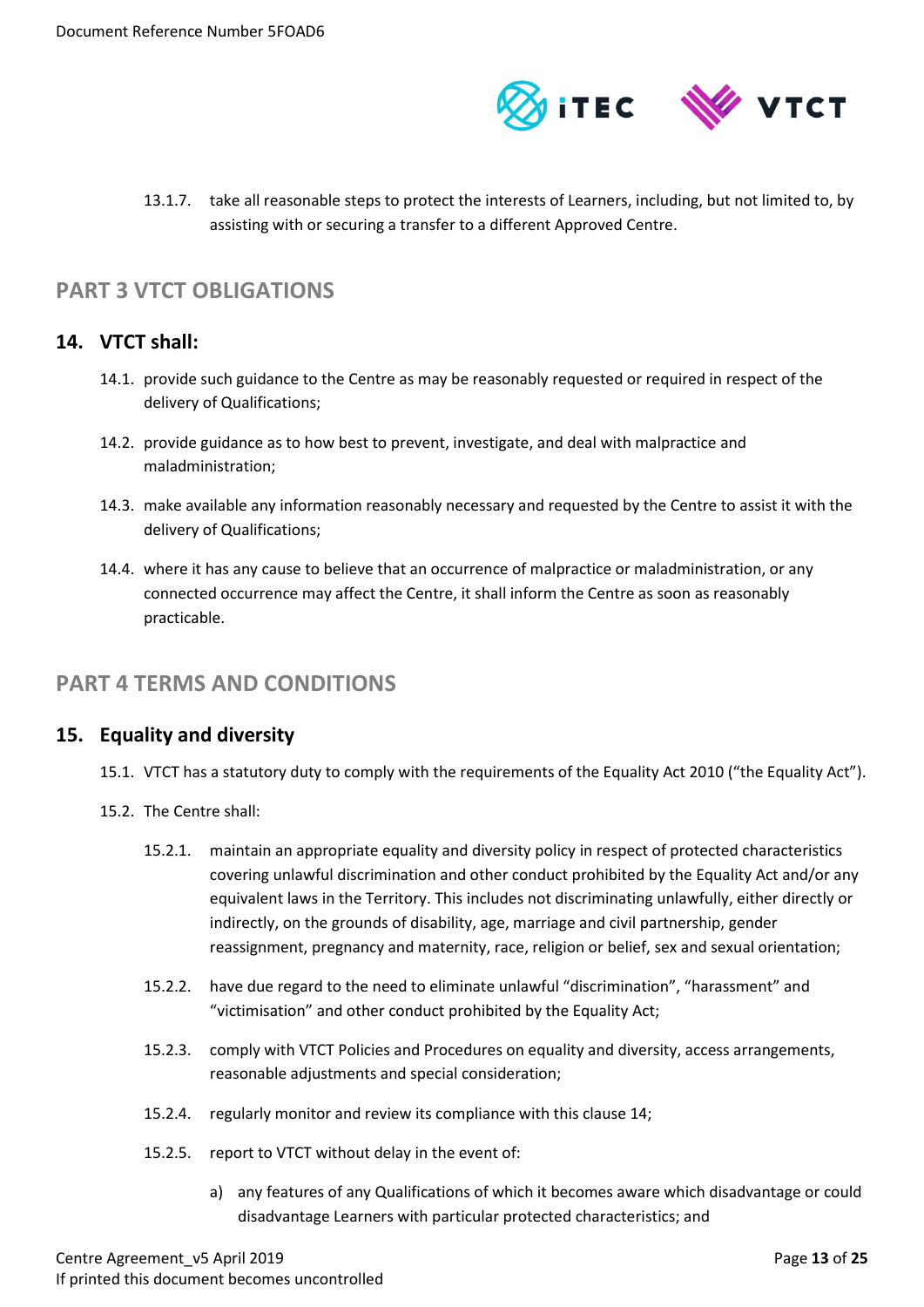13.1.7. take all reasonable steps to protect the interests of Learners, including, but not limited to, by assisting with or securing a transfer to a different Approved Centre.

## PART 3 VTCT OBLIGATIONS

### 14. VTCT shall:

14.1. provide such guidance to the Centre as may be reasonably requested or required in respect of the delivery of Qualifications;

14.2. provide guidance as to how best to prevent, investigate, and deal with malpractice and maladministration;

14.3. make available any information reasonably necessary and requested by the Centre to assist it with the delivery of Qualifications;

14.4. where it has any cause to believe that an occurrence of malpractice or maladministration, or any connected occurrence may affect the Centre, it shall inform the Centre as soon as reasonably practicable.

## PART 4 TERMS AND CONDITIONS

### 15. Equality and diversity

15.1. VTCT has a statutory duty to comply with the requirements of the Equality Act 2010 ("the Equality Act").

15.2. The Centre shall:

15.2.1. maintain an appropriate equality and diversity policy in respect of protected characteristics covering unlawful discrimination and other conduct prohibited by the Equality Act and/or any equivalent laws in the Territory. This includes not discriminating unlawfully, either directly or indirectly, on the grounds of disability, age, marriage and civil partnership, gender reassignment, pregnancy and maternity, race, religion or belief, sex and sexual orientation;

15.2.2. have due regard to the need to eliminate unlawful "discrimination", "harassment" and "victimisation" and other conduct prohibited by the Equality Act;

15.2.3. comply with VTCT Policies and Procedures on equality and diversity, access arrangements, reasonable adjustments and special consideration;

15.2.4. regularly monitor and review its compliance with this clause 14;

15.2.5. report to VTCT without delay in the event of:

a) any features of any Qualifications of which it becomes aware which disadvantage or could disadvantage Learners with particular protected characteristics; and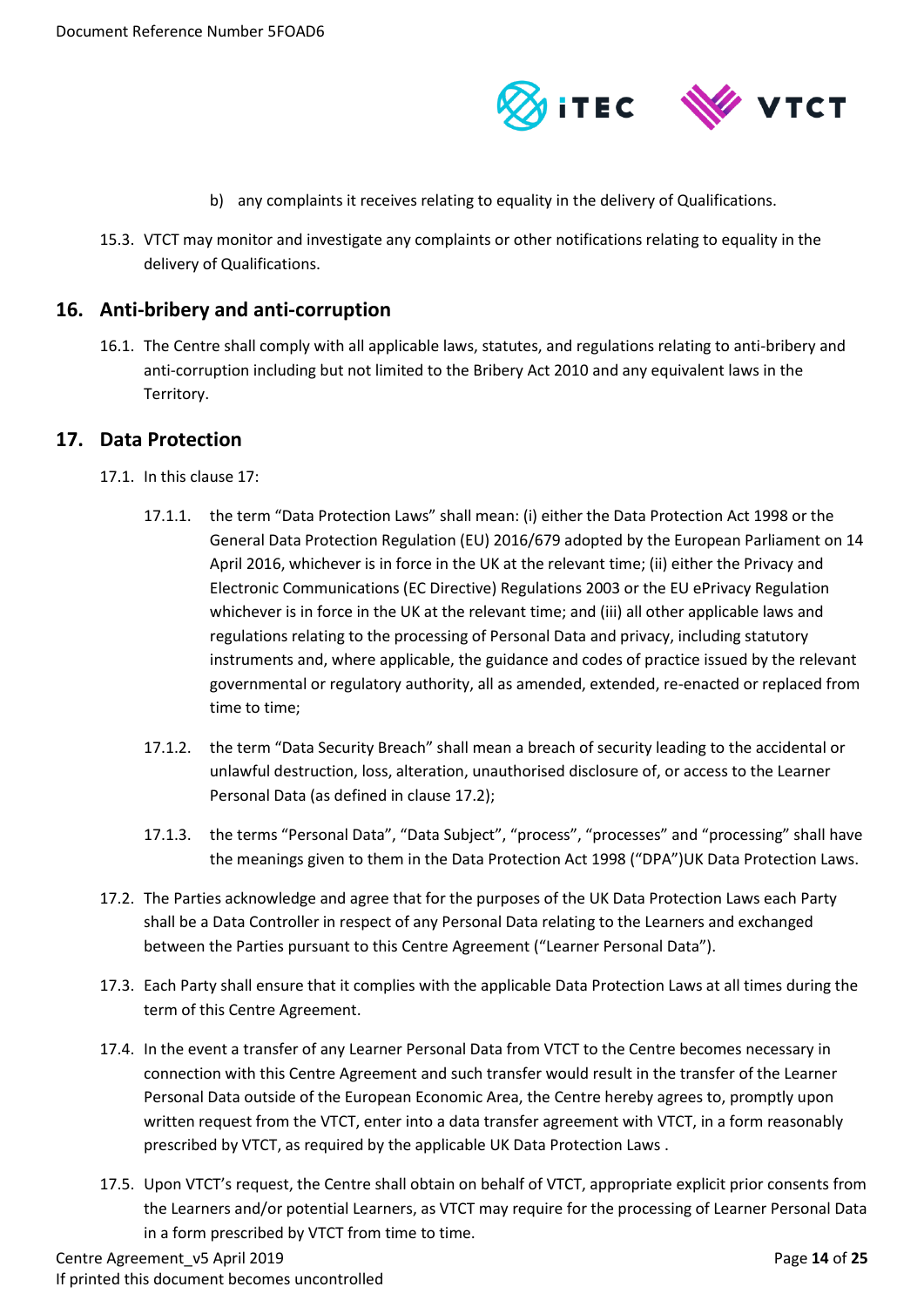b) any complaints it receives relating to equality in the delivery of Qualifications.

15.3. VTCT may monitor and investigate any complaints or other notifications relating to equality in the delivery of Qualifications.

## 16. Anti-bribery and anti-corruption

16.1. The Centre shall comply with all applicable laws, statutes, and regulations relating to anti-bribery and anti-corruption including but not limited to the Bribery Act 2010 and any equivalent laws in the Territory.

## 17. Data Protection

17.1. In this clause 17:

17.1.1. the term "Data Protection Laws" shall mean: (i) either the Data Protection Act 1998 or the General Data Protection Regulation (EU) 2016/679 adopted by the European Parliament on 14 April 2016, whichever is in force in the UK at the relevant time; (ii) either the Privacy and Electronic Communications (EC Directive) Regulations 2003 or the EU ePrivacy Regulation whichever is in force in the UK at the relevant time; and (iii) all other applicable laws and regulations relating to the processing of Personal Data and privacy, including statutory instruments and, where applicable, the guidance and codes of practice issued by the relevant governmental or regulatory authority, all as amended, extended, re-enacted or replaced from time to time;

17.1.2. the term "Data Security Breach" shall mean a breach of security leading to the accidental or unlawful destruction, loss, alteration, unauthorised disclosure of, or access to the Learner Personal Data (as defined in clause 17.2);

17.1.3. the terms "Personal Data", "Data Subject", "process", "processes" and "processing" shall have the meanings given to them in the Data Protection Act 1998 ("DPA")UK Data Protection Laws.

17.2. The Parties acknowledge and agree that for the purposes of the UK Data Protection Laws each Party shall be a Data Controller in respect of any Personal Data relating to the Learners and exchanged between the Parties pursuant to this Centre Agreement ("Learner Personal Data").

17.3. Each Party shall ensure that it complies with the applicable Data Protection Laws at all times during the term of this Centre Agreement.

17.4. In the event a transfer of any Learner Personal Data from VTCT to the Centre becomes necessary in connection with this Centre Agreement and such transfer would result in the transfer of the Learner Personal Data outside of the European Economic Area, the Centre hereby agrees to, promptly upon written request from the VTCT, enter into a data transfer agreement with VTCT, in a form reasonably prescribed by VTCT, as required by the applicable UK Data Protection Laws .

17.5. Upon VTCT's request, the Centre shall obtain on behalf of VTCT, appropriate explicit prior consents from the Learners and/or potential Learners, as VTCT may require for the processing of Learner Personal Data in a form prescribed by VTCT from time to time.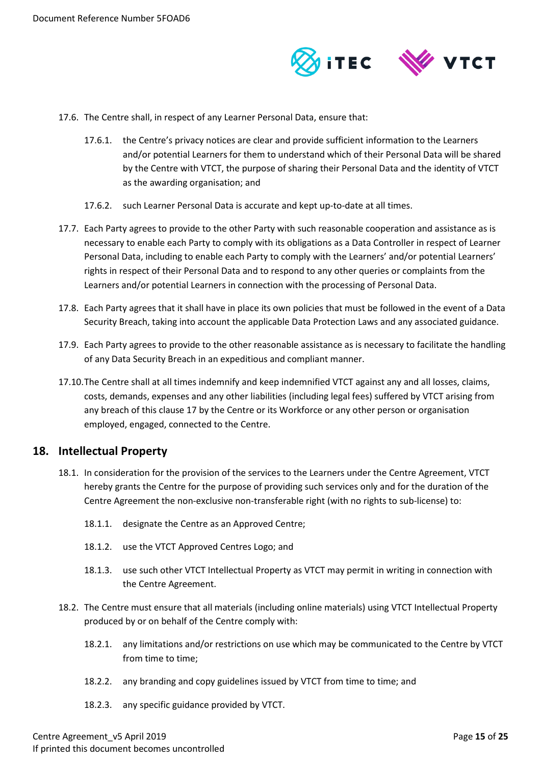17.6. The Centre shall, in respect of any Learner Personal Data, ensure that:

17.6.1. the Centre's privacy notices are clear and provide sufficient information to the Learners and/or potential Learners for them to understand which of their Personal Data will be shared by the Centre with VTCT, the purpose of sharing their Personal Data and the identity of VTCT as the awarding organisation; and

17.6.2. such Learner Personal Data is accurate and kept up-to-date at all times.

17.7. Each Party agrees to provide to the other Party with such reasonable cooperation and assistance as is necessary to enable each Party to comply with its obligations as a Data Controller in respect of Learner Personal Data, including to enable each Party to comply with the Learners' and/or potential Learners' rights in respect of their Personal Data and to respond to any other queries or complaints from the Learners and/or potential Learners in connection with the processing of Personal Data.

17.8. Each Party agrees that it shall have in place its own policies that must be followed in the event of a Data Security Breach, taking into account the applicable Data Protection Laws and any associated guidance.

17.9. Each Party agrees to provide to the other reasonable assistance as is necessary to facilitate the handling of any Data Security Breach in an expeditious and compliant manner.

17.10. The Centre shall at all times indemnify and keep indemnified VTCT against any and all losses, claims, costs, demands, expenses and any other liabilities (including legal fees) suffered by VTCT arising from any breach of this clause 17 by the Centre or its Workforce or any other person or organisation employed, engaged, connected to the Centre.

## 18. Intellectual Property

18.1. In consideration for the provision of the services to the Learners under the Centre Agreement, VTCT hereby grants the Centre for the purpose of providing such services only and for the duration of the Centre Agreement the non-exclusive non-transferable right (with no rights to sub-license) to:

18.1.1. designate the Centre as an Approved Centre;

18.1.2. use the VTCT Approved Centres Logo; and

18.1.3. use such other VTCT Intellectual Property as VTCT may permit in writing in connection with the Centre Agreement.

18.2. The Centre must ensure that all materials (including online materials) using VTCT Intellectual Property produced by or on behalf of the Centre comply with:

18.2.1. any limitations and/or restrictions on use which may be communicated to the Centre by VTCT from time to time;

18.2.2. any branding and copy guidelines issued by VTCT from time to time; and

18.2.3. any specific guidance provided by VTCT.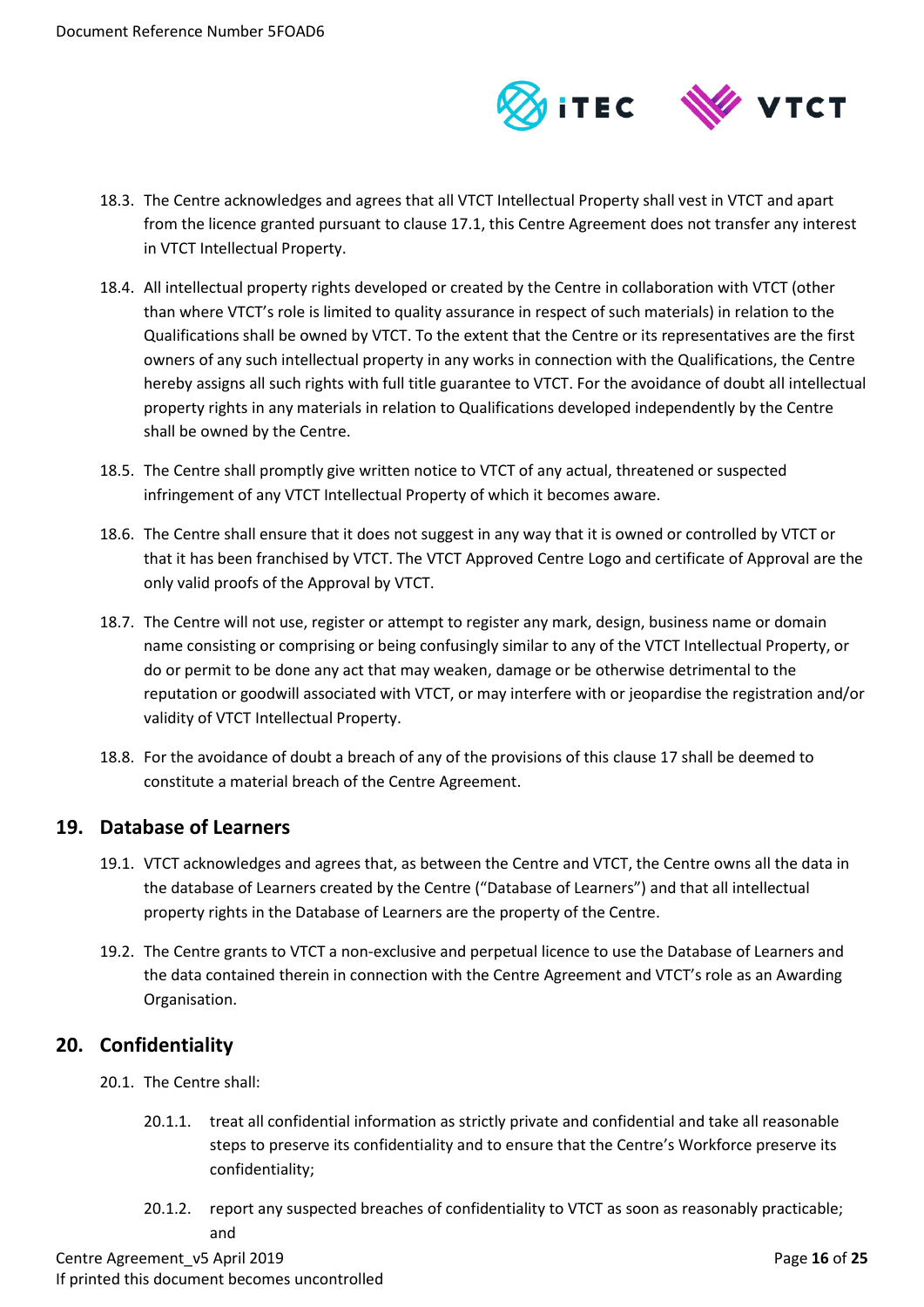18.3. The Centre acknowledges and agrees that all VTCT Intellectual Property shall vest in VTCT and apart from the licence granted pursuant to clause 17.1, this Centre Agreement does not transfer any interest in VTCT Intellectual Property.

18.4. All intellectual property rights developed or created by the Centre in collaboration with VTCT (other than where VTCT's role is limited to quality assurance in respect of such materials) in relation to the Qualifications shall be owned by VTCT. To the extent that the Centre or its representatives are the first owners of any such intellectual property in any works in connection with the Qualifications, the Centre hereby assigns all such rights with full title guarantee to VTCT. For the avoidance of doubt all intellectual property rights in any materials in relation to Qualifications developed independently by the Centre shall be owned by the Centre.

18.5. The Centre shall promptly give written notice to VTCT of any actual, threatened or suspected infringement of any VTCT Intellectual Property of which it becomes aware.

18.6. The Centre shall ensure that it does not suggest in any way that it is owned or controlled by VTCT or that it has been franchised by VTCT. The VTCT Approved Centre Logo and certificate of Approval are the only valid proofs of the Approval by VTCT.

18.7. The Centre will not use, register or attempt to register any mark, design, business name or domain name consisting or comprising or being confusingly similar to any of the VTCT Intellectual Property, or do or permit to be done any act that may weaken, damage or be otherwise detrimental to the reputation or goodwill associated with VTCT, or may interfere with or jeopardise the registration and/or validity of VTCT Intellectual Property.

18.8. For the avoidance of doubt a breach of any of the provisions of this clause 17 shall be deemed to constitute a material breach of the Centre Agreement.

## 19. Database of Learners

19.1. VTCT acknowledges and agrees that, as between the Centre and VTCT, the Centre owns all the data in the database of Learners created by the Centre ("Database of Learners") and that all intellectual property rights in the Database of Learners are the property of the Centre.

19.2. The Centre grants to VTCT a non-exclusive and perpetual licence to use the Database of Learners and the data contained therein in connection with the Centre Agreement and VTCT's role as an Awarding Organisation.

## 20. Confidentiality

20.1. The Centre shall:

20.1.1. treat all confidential information as strictly private and confidential and take all reasonable steps to preserve its confidentiality and to ensure that the Centre's Workforce preserve its confidentiality;

20.1.2. report any suspected breaches of confidentiality to VTCT as soon as reasonably practicable; and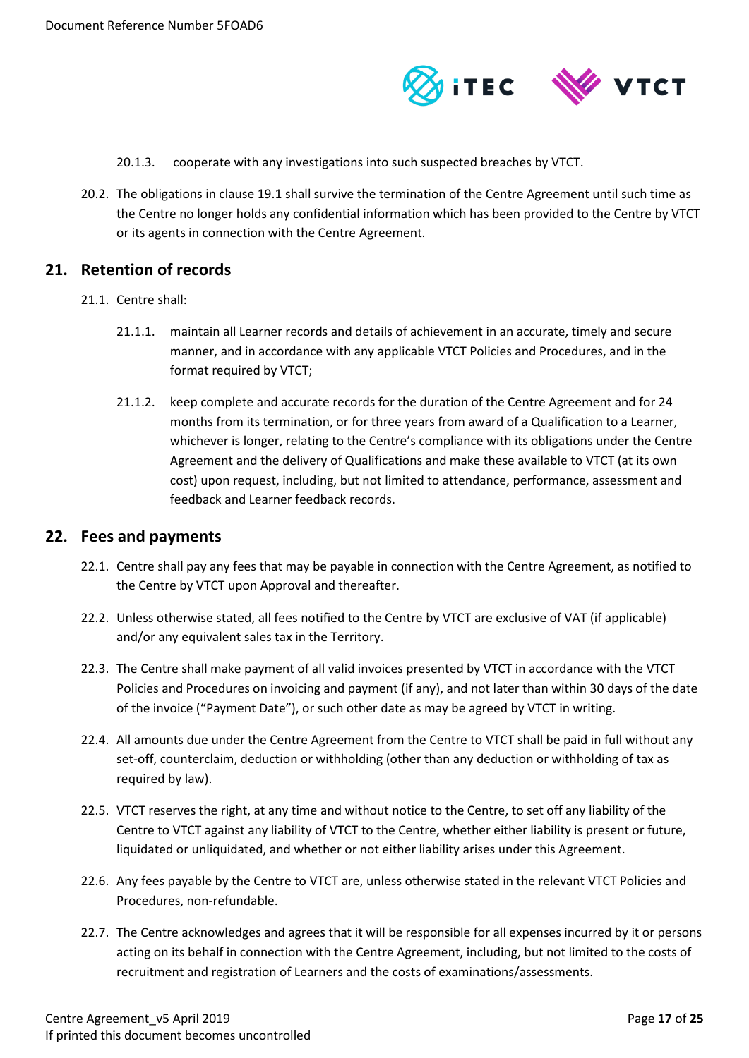20.1.3. cooperate with any investigations into such suspected breaches by VTCT.

20.2. The obligations in clause 19.1 shall survive the termination of the Centre Agreement until such time as the Centre no longer holds any confidential information which has been provided to the Centre by VTCT or its agents in connection with the Centre Agreement.

## 21. Retention of records

21.1. Centre shall:

21.1.1. maintain all Learner records and details of achievement in an accurate, timely and secure manner, and in accordance with any applicable VTCT Policies and Procedures, and in the format required by VTCT;

21.1.2. keep complete and accurate records for the duration of the Centre Agreement and for 24 months from its termination, or for three years from award of a Qualification to a Learner, whichever is longer, relating to the Centre's compliance with its obligations under the Centre Agreement and the delivery of Qualifications and make these available to VTCT (at its own cost) upon request, including, but not limited to attendance, performance, assessment and feedback and Learner feedback records.

## 22. Fees and payments

22.1. Centre shall pay any fees that may be payable in connection with the Centre Agreement, as notified to the Centre by VTCT upon Approval and thereafter.

22.2. Unless otherwise stated, all fees notified to the Centre by VTCT are exclusive of VAT (if applicable) and/or any equivalent sales tax in the Territory.

22.3. The Centre shall make payment of all valid invoices presented by VTCT in accordance with the VTCT Policies and Procedures on invoicing and payment (if any), and not later than within 30 days of the date of the invoice ("Payment Date"), or such other date as may be agreed by VTCT in writing.

22.4. All amounts due under the Centre Agreement from the Centre to VTCT shall be paid in full without any set-off, counterclaim, deduction or withholding (other than any deduction or withholding of tax as required by law).

22.5. VTCT reserves the right, at any time and without notice to the Centre, to set off any liability of the Centre to VTCT against any liability of VTCT to the Centre, whether either liability is present or future, liquidated or unliquidated, and whether or not either liability arises under this Agreement.

22.6. Any fees payable by the Centre to VTCT are, unless otherwise stated in the relevant VTCT Policies and Procedures, non-refundable.

22.7. The Centre acknowledges and agrees that it will be responsible for all expenses incurred by it or persons acting on its behalf in connection with the Centre Agreement, including, but not limited to the costs of recruitment and registration of Learners and the costs of examinations/assessments.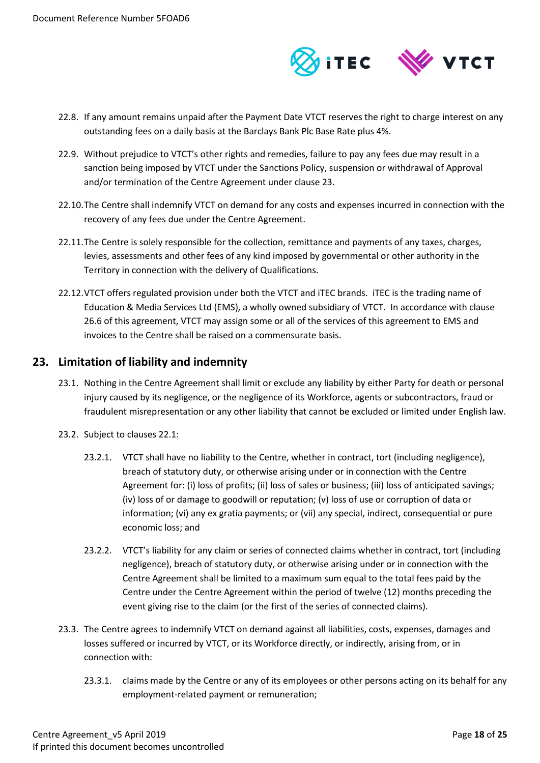22.8. If any amount remains unpaid after the Payment Date VTCT reserves the right to charge interest on any outstanding fees on a daily basis at the Barclays Bank Plc Base Rate plus 4%.

22.9. Without prejudice to VTCT's other rights and remedies, failure to pay any fees due may result in a sanction being imposed by VTCT under the Sanctions Policy, suspension or withdrawal of Approval and/or termination of the Centre Agreement under clause 23.

22.10. The Centre shall indemnify VTCT on demand for any costs and expenses incurred in connection with the recovery of any fees due under the Centre Agreement.

22.11. The Centre is solely responsible for the collection, remittance and payments of any taxes, charges, levies, assessments and other fees of any kind imposed by governmental or other authority in the Territory in connection with the delivery of Qualifications.

22.12. VTCT offers regulated provision under both the VTCT and iTEC brands. iTEC is the trading name of Education & Media Services Ltd (EMS), a wholly owned subsidiary of VTCT. In accordance with clause 26.6 of this agreement, VTCT may assign some or all of the services of this agreement to EMS and invoices to the Centre shall be raised on a commensurate basis.

## 23. Limitation of liability and indemnity

23.1. Nothing in the Centre Agreement shall limit or exclude any liability by either Party for death or personal injury caused by its negligence, or the negligence of its Workforce, agents or subcontractors, fraud or fraudulent misrepresentation or any other liability that cannot be excluded or limited under English law.

23.2. Subject to clauses 22.1:

23.2.1. VTCT shall have no liability to the Centre, whether in contract, tort (including negligence), breach of statutory duty, or otherwise arising under or in connection with the Centre Agreement for: (i) loss of profits; (ii) loss of sales or business; (iii) loss of anticipated savings; (iv) loss of or damage to goodwill or reputation; (v) loss of use or corruption of data or information; (vi) any ex gratia payments; or (vii) any special, indirect, consequential or pure economic loss; and

23.2.2. VTCT's liability for any claim or series of connected claims whether in contract, tort (including negligence), breach of statutory duty, or otherwise arising under or in connection with the Centre Agreement shall be limited to a maximum sum equal to the total fees paid by the Centre under the Centre Agreement within the period of twelve (12) months preceding the event giving rise to the claim (or the first of the series of connected claims).

23.3. The Centre agrees to indemnify VTCT on demand against all liabilities, costs, expenses, damages and losses suffered or incurred by VTCT, or its Workforce directly, or indirectly, arising from, or in connection with:

23.3.1. claims made by the Centre or any of its employees or other persons acting on its behalf for any employment-related payment or remuneration;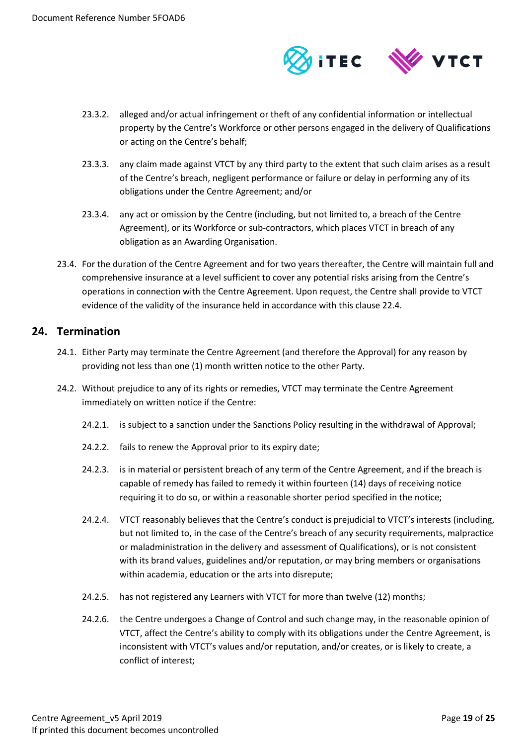23.3.2. alleged and/or actual infringement or theft of any confidential information or intellectual property by the Centre's Workforce or other persons engaged in the delivery of Qualifications or acting on the Centre's behalf;

23.3.3. any claim made against VTCT by any third party to the extent that such claim arises as a result of the Centre's breach, negligent performance or failure or delay in performing any of its obligations under the Centre Agreement; and/or

23.3.4. any act or omission by the Centre (including, but not limited to, a breach of the Centre Agreement), or its Workforce or sub-contractors, which places VTCT in breach of any obligation as an Awarding Organisation.

23.4. For the duration of the Centre Agreement and for two years thereafter, the Centre will maintain full and comprehensive insurance at a level sufficient to cover any potential risks arising from the Centre's operations in connection with the Centre Agreement. Upon request, the Centre shall provide to VTCT evidence of the validity of the insurance held in accordance with this clause 22.4.

## 24. Termination

24.1. Either Party may terminate the Centre Agreement (and therefore the Approval) for any reason by providing not less than one (1) month written notice to the other Party.

24.2. Without prejudice to any of its rights or remedies, VTCT may terminate the Centre Agreement immediately on written notice if the Centre:

24.2.1. is subject to a sanction under the Sanctions Policy resulting in the withdrawal of Approval;

24.2.2. fails to renew the Approval prior to its expiry date;

24.2.3. is in material or persistent breach of any term of the Centre Agreement, and if the breach is capable of remedy has failed to remedy it within fourteen (14) days of receiving notice requiring it to do so, or within a reasonable shorter period specified in the notice;

24.2.4. VTCT reasonably believes that the Centre's conduct is prejudicial to VTCT's interests (including, but not limited to, in the case of the Centre's breach of any security requirements, malpractice or maladministration in the delivery and assessment of Qualifications), or is not consistent with its brand values, guidelines and/or reputation, or may bring members or organisations within academia, education or the arts into disrepute;

24.2.5. has not registered any Learners with VTCT for more than twelve (12) months;

24.2.6. the Centre undergoes a Change of Control and such change may, in the reasonable opinion of VTCT, affect the Centre's ability to comply with its obligations under the Centre Agreement, is inconsistent with VTCT's values and/or reputation, and/or creates, or is likely to create, a conflict of interest;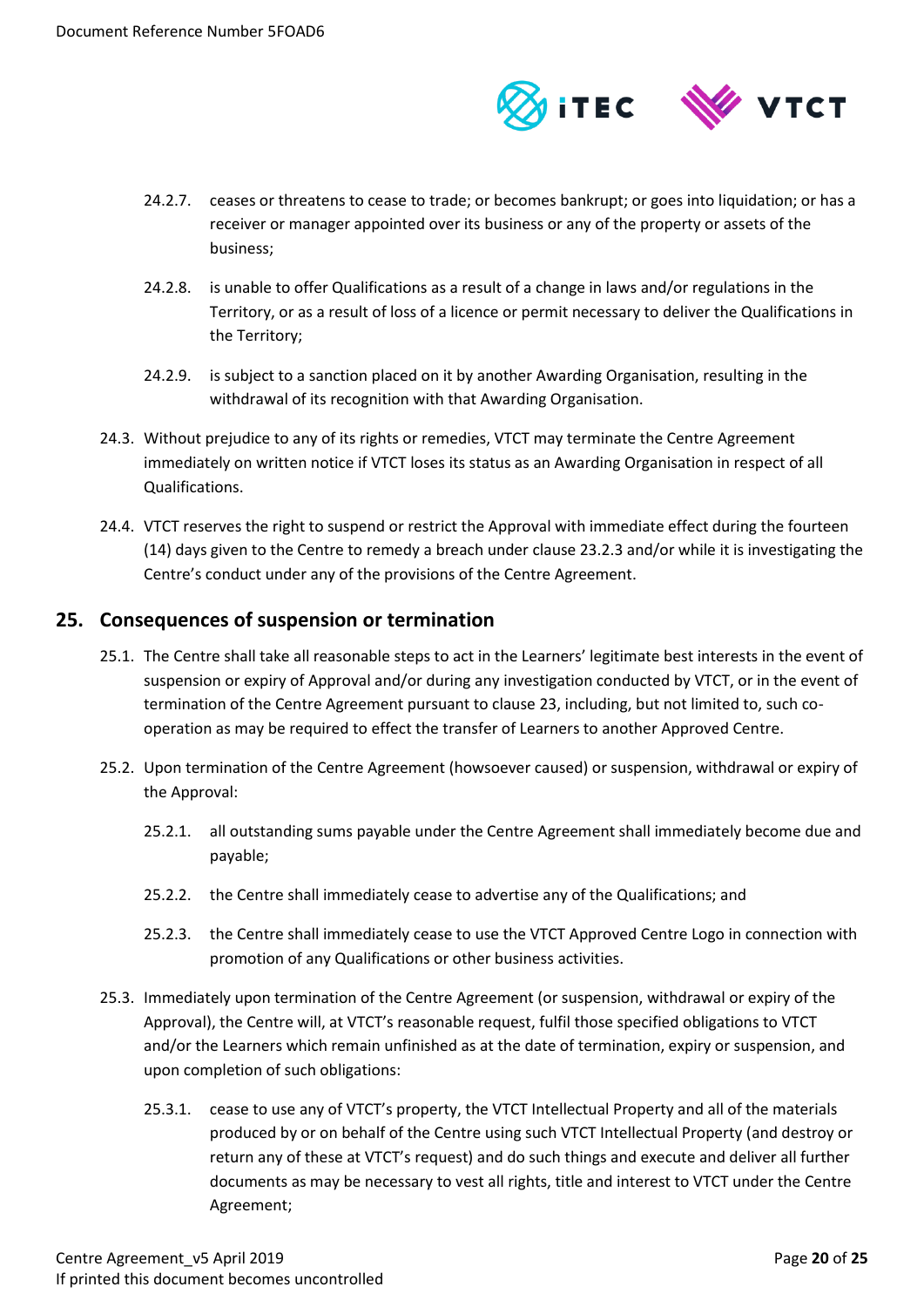24.2.7. ceases or threatens to cease to trade; or becomes bankrupt; or goes into liquidation; or has a receiver or manager appointed over its business or any of the property or assets of the business;

24.2.8. is unable to offer Qualifications as a result of a change in laws and/or regulations in the Territory, or as a result of loss of a licence or permit necessary to deliver the Qualifications in the Territory;

24.2.9. is subject to a sanction placed on it by another Awarding Organisation, resulting in the withdrawal of its recognition with that Awarding Organisation.

24.3. Without prejudice to any of its rights or remedies, VTCT may terminate the Centre Agreement immediately on written notice if VTCT loses its status as an Awarding Organisation in respect of all Qualifications.

24.4. VTCT reserves the right to suspend or restrict the Approval with immediate effect during the fourteen (14) days given to the Centre to remedy a breach under clause 23.2.3 and/or while it is investigating the Centre's conduct under any of the provisions of the Centre Agreement.

## 25. Consequences of suspension or termination

25.1. The Centre shall take all reasonable steps to act in the Learners' legitimate best interests in the event of suspension or expiry of Approval and/or during any investigation conducted by VTCT, or in the event of termination of the Centre Agreement pursuant to clause 23, including, but not limited to, such co-operation as may be required to effect the transfer of Learners to another Approved Centre.

25.2. Upon termination of the Centre Agreement (howsoever caused) or suspension, withdrawal or expiry of the Approval:

25.2.1. all outstanding sums payable under the Centre Agreement shall immediately become due and payable;

25.2.2. the Centre shall immediately cease to advertise any of the Qualifications; and

25.2.3. the Centre shall immediately cease to use the VTCT Approved Centre Logo in connection with promotion of any Qualifications or other business activities.

25.3. Immediately upon termination of the Centre Agreement (or suspension, withdrawal or expiry of the Approval), the Centre will, at VTCT's reasonable request, fulfil those specified obligations to VTCT and/or the Learners which remain unfinished as at the date of termination, expiry or suspension, and upon completion of such obligations:

25.3.1. cease to use any of VTCT's property, the VTCT Intellectual Property and all of the materials produced by or on behalf of the Centre using such VTCT Intellectual Property (and destroy or return any of these at VTCT's request) and do such things and execute and deliver all further documents as may be necessary to vest all rights, title and interest to VTCT under the Centre Agreement;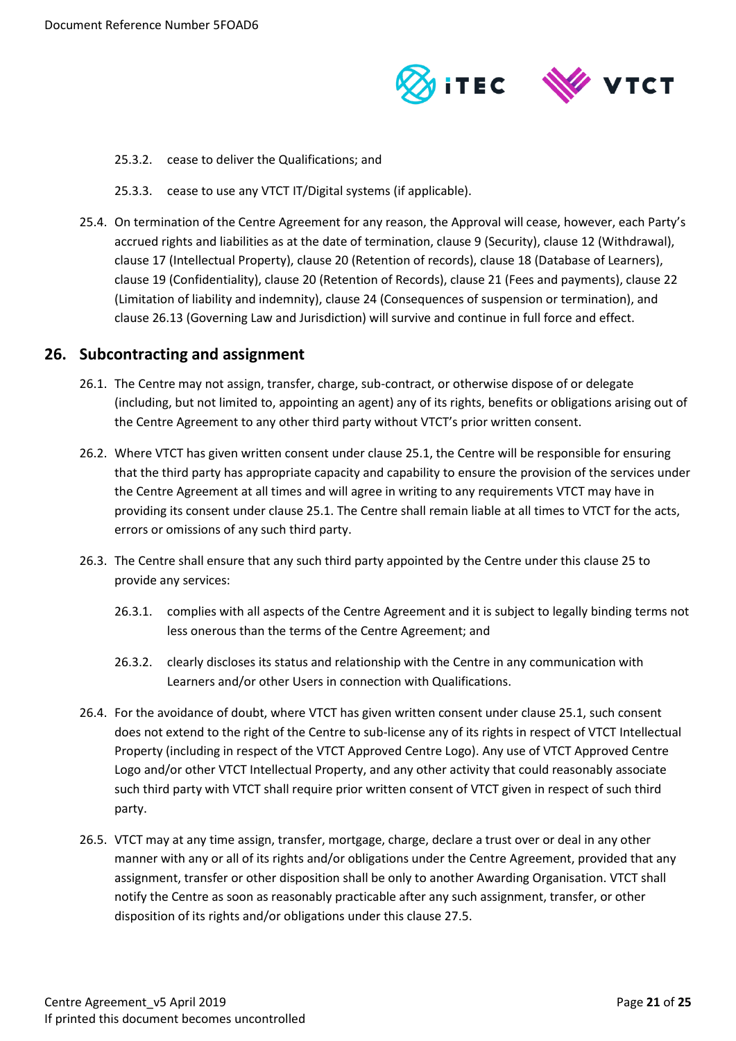25.3.2. cease to deliver the Qualifications; and

25.3.3. cease to use any VTCT IT/Digital systems (if applicable).

25.4. On termination of the Centre Agreement for any reason, the Approval will cease, however, each Party's accrued rights and liabilities as at the date of termination, clause 9 (Security), clause 12 (Withdrawal), clause 17 (Intellectual Property), clause 20 (Retention of records), clause 18 (Database of Learners), clause 19 (Confidentiality), clause 20 (Retention of Records), clause 21 (Fees and payments), clause 22 (Limitation of liability and indemnity), clause 24 (Consequences of suspension or termination), and clause 26.13 (Governing Law and Jurisdiction) will survive and continue in full force and effect.

## 26. Subcontracting and assignment

26.1. The Centre may not assign, transfer, charge, sub-contract, or otherwise dispose of or delegate (including, but not limited to, appointing an agent) any of its rights, benefits or obligations arising out of the Centre Agreement to any other third party without VTCT's prior written consent.

26.2. Where VTCT has given written consent under clause 25.1, the Centre will be responsible for ensuring that the third party has appropriate capacity and capability to ensure the provision of the services under the Centre Agreement at all times and will agree in writing to any requirements VTCT may have in providing its consent under clause 25.1. The Centre shall remain liable at all times to VTCT for the acts, errors or omissions of any such third party.

26.3. The Centre shall ensure that any such third party appointed by the Centre under this clause 25 to provide any services:

26.3.1. complies with all aspects of the Centre Agreement and it is subject to legally binding terms not less onerous than the terms of the Centre Agreement; and

26.3.2. clearly discloses its status and relationship with the Centre in any communication with Learners and/or other Users in connection with Qualifications.

26.4. For the avoidance of doubt, where VTCT has given written consent under clause 25.1, such consent does not extend to the right of the Centre to sub-license any of its rights in respect of VTCT Intellectual Property (including in respect of the VTCT Approved Centre Logo). Any use of VTCT Approved Centre Logo and/or other VTCT Intellectual Property, and any other activity that could reasonably associate such third party with VTCT shall require prior written consent of VTCT given in respect of such third party.

26.5. VTCT may at any time assign, transfer, mortgage, charge, declare a trust over or deal in any other manner with any or all of its rights and/or obligations under the Centre Agreement, provided that any assignment, transfer or other disposition shall be only to another Awarding Organisation. VTCT shall notify the Centre as soon as reasonably practicable after any such assignment, transfer, or other disposition of its rights and/or obligations under this clause 27.5.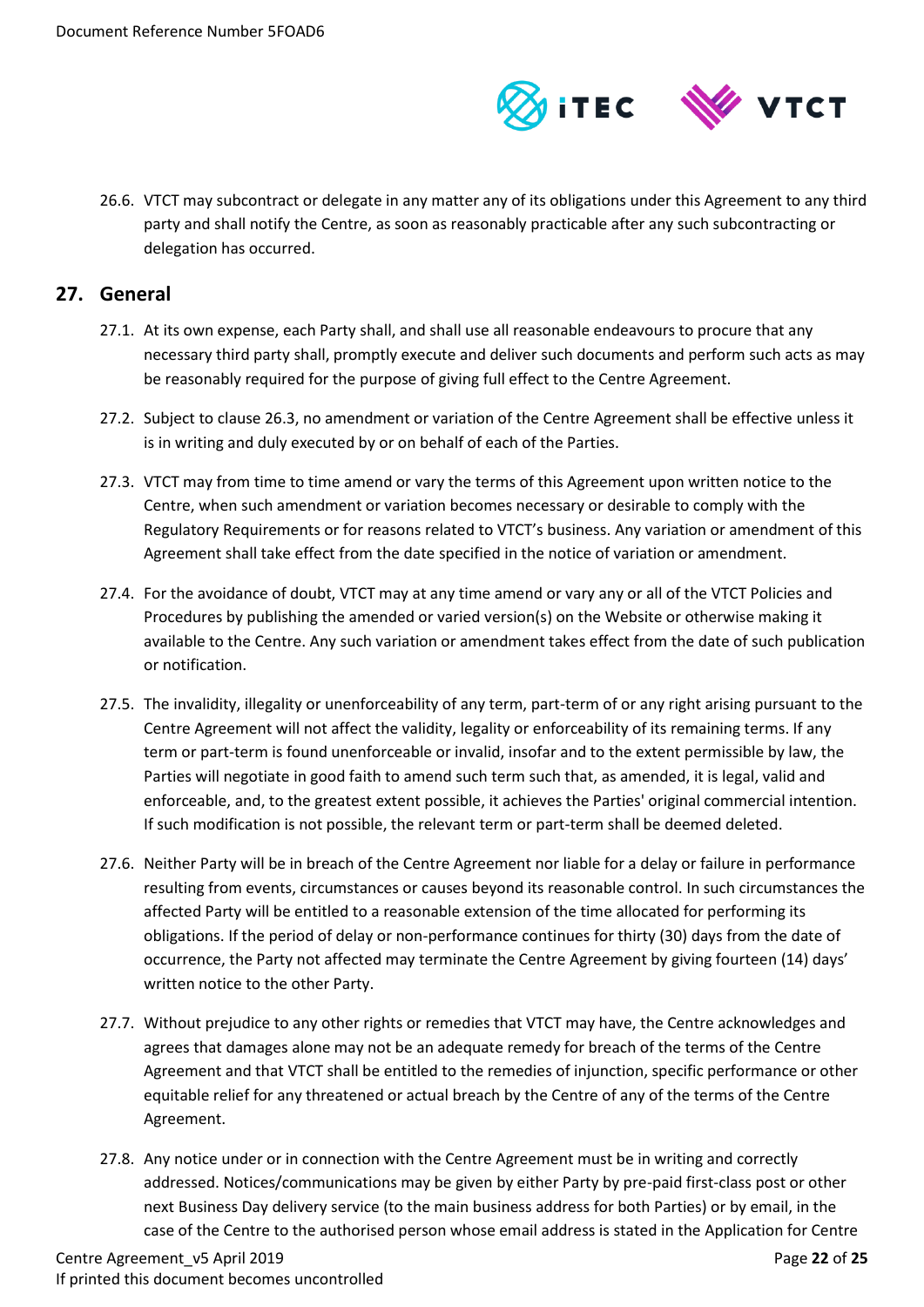26.6. VTCT may subcontract or delegate in any matter any of its obligations under this Agreement to any third party and shall notify the Centre, as soon as reasonably practicable after any such subcontracting or delegation has occurred.

## 27. General

27.1. At its own expense, each Party shall, and shall use all reasonable endeavours to procure that any necessary third party shall, promptly execute and deliver such documents and perform such acts as may be reasonably required for the purpose of giving full effect to the Centre Agreement.

27.2. Subject to clause 26.3, no amendment or variation of the Centre Agreement shall be effective unless it is in writing and duly executed by or on behalf of each of the Parties.

27.3. VTCT may from time to time amend or vary the terms of this Agreement upon written notice to the Centre, when such amendment or variation becomes necessary or desirable to comply with the Regulatory Requirements or for reasons related to VTCT's business. Any variation or amendment of this Agreement shall take effect from the date specified in the notice of variation or amendment.

27.4. For the avoidance of doubt, VTCT may at any time amend or vary any or all of the VTCT Policies and Procedures by publishing the amended or varied version(s) on the Website or otherwise making it available to the Centre. Any such variation or amendment takes effect from the date of such publication or notification.

27.5. The invalidity, illegality or unenforceability of any term, part-term of or any right arising pursuant to the Centre Agreement will not affect the validity, legality or enforceability of its remaining terms. If any term or part-term is found unenforceable or invalid, insofar and to the extent permissible by law, the Parties will negotiate in good faith to amend such term such that, as amended, it is legal, valid and enforceable, and, to the greatest extent possible, it achieves the Parties' original commercial intention. If such modification is not possible, the relevant term or part-term shall be deemed deleted.

27.6. Neither Party will be in breach of the Centre Agreement nor liable for a delay or failure in performance resulting from events, circumstances or causes beyond its reasonable control. In such circumstances the affected Party will be entitled to a reasonable extension of the time allocated for performing its obligations. If the period of delay or non-performance continues for thirty (30) days from the date of occurrence, the Party not affected may terminate the Centre Agreement by giving fourteen (14) days' written notice to the other Party.

27.7. Without prejudice to any other rights or remedies that VTCT may have, the Centre acknowledges and agrees that damages alone may not be an adequate remedy for breach of the terms of the Centre Agreement and that VTCT shall be entitled to the remedies of injunction, specific performance or other equitable relief for any threatened or actual breach by the Centre of any of the terms of the Centre Agreement.

27.8. Any notice under or in connection with the Centre Agreement must be in writing and correctly addressed. Notices/communications may be given by either Party by pre-paid first-class post or other next Business Day delivery service (to the main business address for both Parties) or by email, in the case of the Centre to the authorised person whose email address is stated in the Application for Centre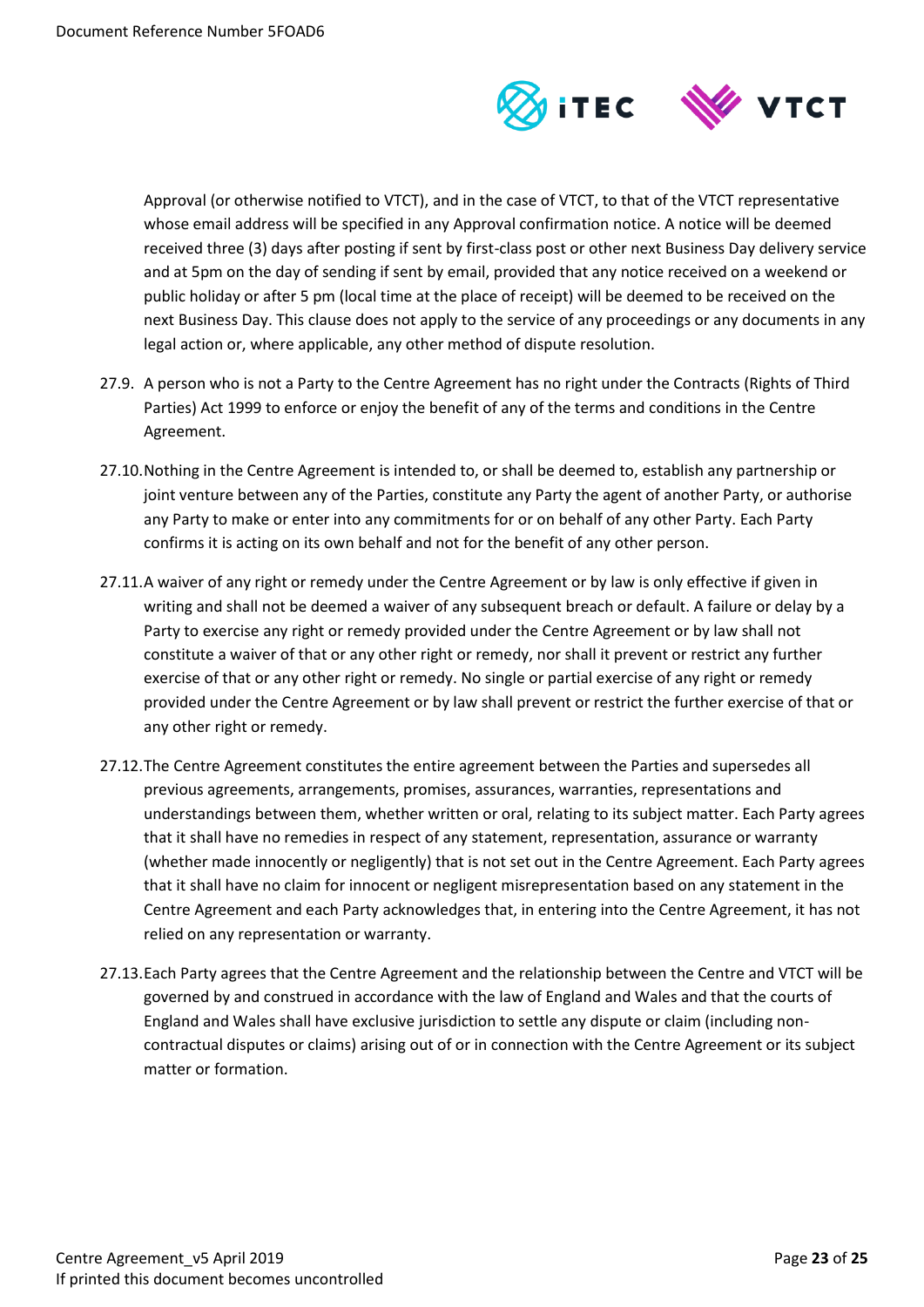Approval (or otherwise notified to VTCT), and in the case of VTCT, to that of the VTCT representative whose email address will be specified in any Approval confirmation notice. A notice will be deemed received three (3) days after posting if sent by first-class post or other next Business Day delivery service and at 5pm on the day of sending if sent by email, provided that any notice received on a weekend or public holiday or after 5 pm (local time at the place of receipt) will be deemed to be received on the next Business Day. This clause does not apply to the service of any proceedings or any documents in any legal action or, where applicable, any other method of dispute resolution.

27.9. A person who is not a Party to the Centre Agreement has no right under the Contracts (Rights of Third Parties) Act 1999 to enforce or enjoy the benefit of any of the terms and conditions in the Centre Agreement.

27.10. Nothing in the Centre Agreement is intended to, or shall be deemed to, establish any partnership or joint venture between any of the Parties, constitute any Party the agent of another Party, or authorise any Party to make or enter into any commitments for or on behalf of any other Party. Each Party confirms it is acting on its own behalf and not for the benefit of any other person.

27.11. A waiver of any right or remedy under the Centre Agreement or by law is only effective if given in writing and shall not be deemed a waiver of any subsequent breach or default. A failure or delay by a Party to exercise any right or remedy provided under the Centre Agreement or by law shall not constitute a waiver of that or any other right or remedy, nor shall it prevent or restrict any further exercise of that or any other right or remedy. No single or partial exercise of any right or remedy provided under the Centre Agreement or by law shall prevent or restrict the further exercise of that or any other right or remedy.

27.12. The Centre Agreement constitutes the entire agreement between the Parties and supersedes all previous agreements, arrangements, promises, assurances, warranties, representations and understandings between them, whether written or oral, relating to its subject matter. Each Party agrees that it shall have no remedies in respect of any statement, representation, assurance or warranty (whether made innocently or negligently) that is not set out in the Centre Agreement. Each Party agrees that it shall have no claim for innocent or negligent misrepresentation based on any statement in the Centre Agreement and each Party acknowledges that, in entering into the Centre Agreement, it has not relied on any representation or warranty.

27.13. Each Party agrees that the Centre Agreement and the relationship between the Centre and VTCT will be governed by and construed in accordance with the law of England and Wales and that the courts of England and Wales shall have exclusive jurisdiction to settle any dispute or claim (including non-contractual disputes or claims) arising out of or in connection with the Centre Agreement or its subject matter or formation.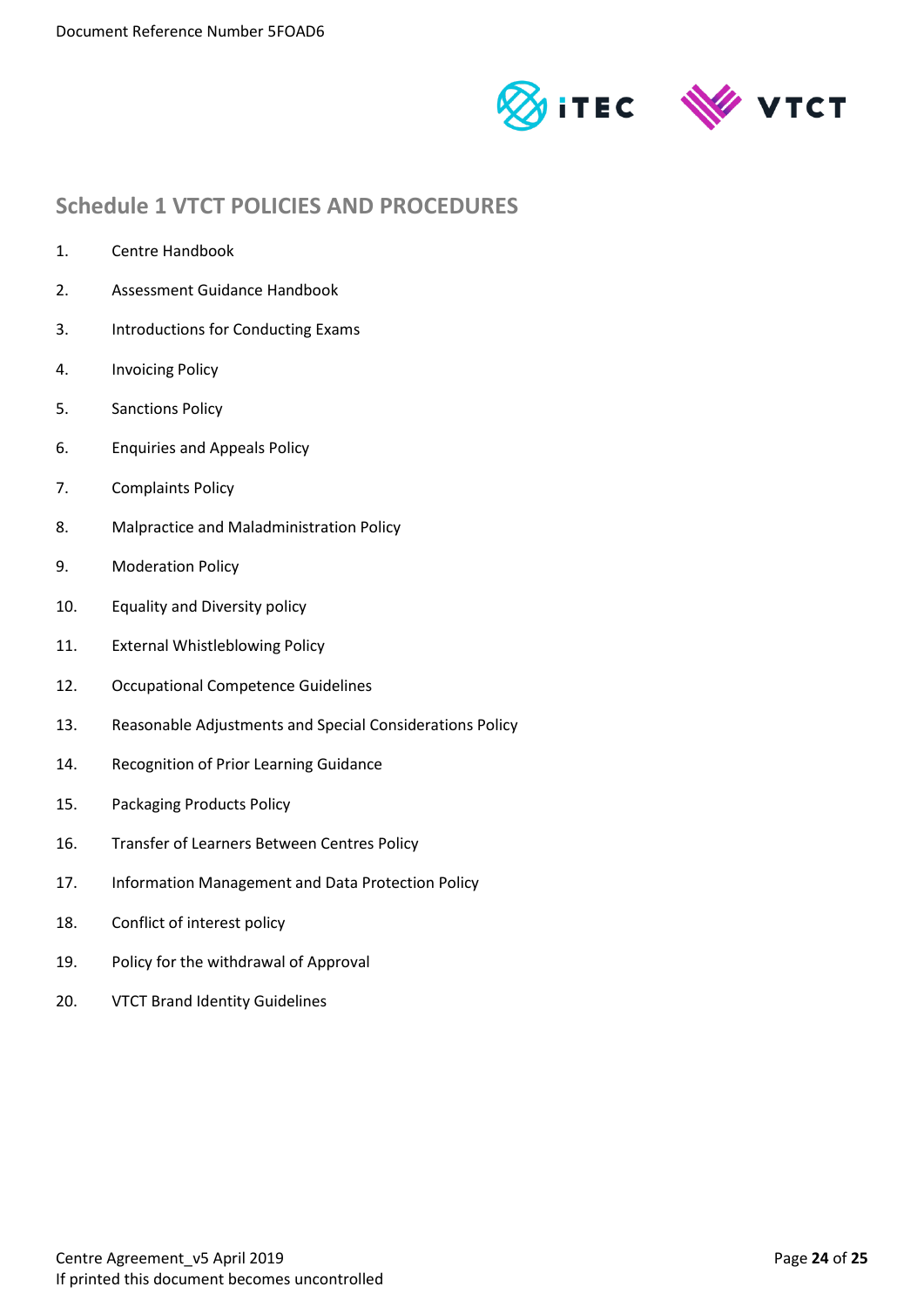## Schedule 1 VTCT POLICIES AND PROCEDURES

1. Centre Handbook
2. Assessment Guidance Handbook
3. Introductions for Conducting Exams
4. Invoicing Policy
5. Sanctions Policy
6. Enquiries and Appeals Policy
7. Complaints Policy
8. Malpractice and Maladministration Policy
9. Moderation Policy
10. Equality and Diversity policy
11. External Whistleblowing Policy
12. Occupational Competence Guidelines
13. Reasonable Adjustments and Special Considerations Policy
14. Recognition of Prior Learning Guidance
15. Packaging Products Policy
16. Transfer of Learners Between Centres Policy
17. Information Management and Data Protection Policy
18. Conflict of interest policy
19. Policy for the withdrawal of Approval
20. VTCT Brand Identity Guidelines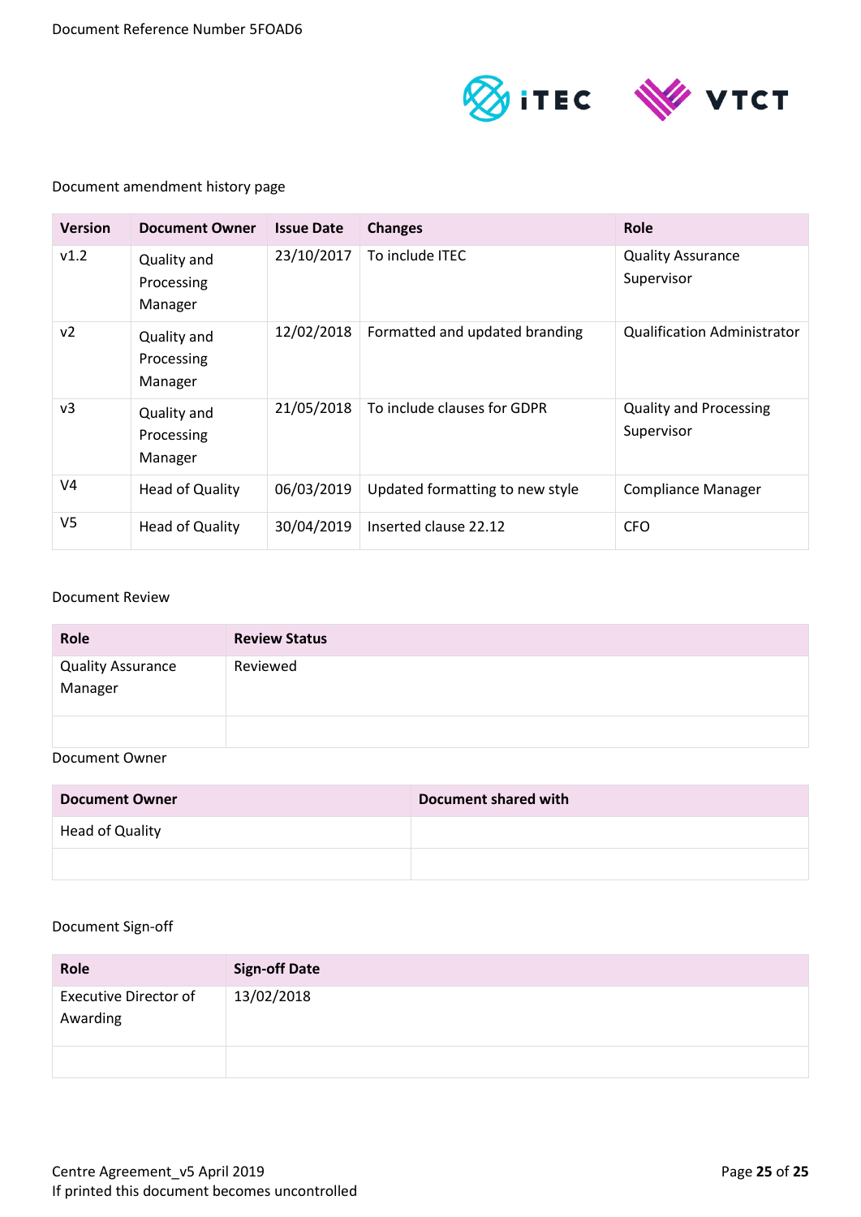Document amendment history page

| Version | Document Owner | Issue Date | Changes | Role |
|---|---|---|---|---|
| v1.2 | Quality and Processing Manager | 23/10/2017 | To include ITEC | Quality Assurance Supervisor |
| v2 | Quality and Processing Manager | 12/02/2018 | Formatted and updated branding | Qualification Administrator |
| v3 | Quality and Processing Manager | 21/05/2018 | To include clauses for GDPR | Quality and Processing Supervisor |
| V4 | Head of Quality | 06/03/2019 | Updated formatting to new style | Compliance Manager |
| V5 | Head of Quality | 30/04/2019 | Inserted clause 22.12 | CFO |

Document Review

| Role | Review Status |
|---|---|
| Quality Assurance Manager | Reviewed |
| | |

Document Owner

| Document Owner | Document shared with |
|---|---|
| Head of Quality | |
| | |

Document Sign-off

| Role | Sign-off Date |
|---|---|
| Executive Director of Awarding | 13/02/2018 |
| | |